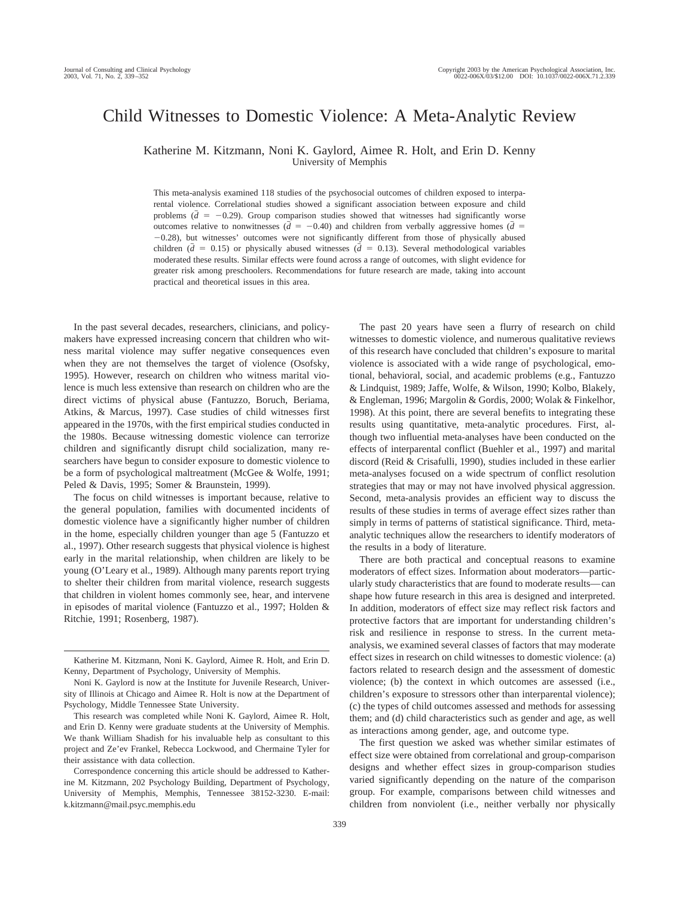# Child Witnesses to Domestic Violence: A Meta-Analytic Review

Katherine M. Kitzmann, Noni K. Gaylord, Aimee R. Holt, and Erin D. Kenny
University of Memphis

This meta-analysis examined 118 studies of the psychosocial outcomes of children exposed to interparental violence. Correlational studies showed a significant association between exposure and child problems ($\bar{d} = -0.29$). Group comparison studies showed that witnesses had significantly worse outcomes relative to nonwitnesses ($\bar{d} = -0.40$) and children from verbally aggressive homes ($\bar{d} = -0.28$), but witnesses' outcomes were not significantly different from those of physically abused children ($\bar{d} = 0.15$) or physically abused witnesses ($\bar{d} = 0.13$). Several methodological variables moderated these results. Similar effects were found across a range of outcomes, with slight evidence for greater risk among preschoolers. Recommendations for future research are made, taking into account practical and theoretical issues in this area.

In the past several decades, researchers, clinicians, and policymakers have expressed increasing concern that children who witness marital violence may suffer negative consequences even when they are not themselves the target of violence (Osofsky, 1995). However, research on children who witness marital violence is much less extensive than research on children who are the direct victims of physical abuse (Fantuzzo, Boruch, Beriama, Atkins, & Marcus, 1997). Case studies of child witnesses first appeared in the 1970s, with the first empirical studies conducted in the 1980s. Because witnessing domestic violence can terrorize children and significantly disrupt child socialization, many researchers have begun to consider exposure to domestic violence to be a form of psychological maltreatment (McGee & Wolfe, 1991; Peled & Davis, 1995; Somer & Braunstein, 1999).

The focus on child witnesses is important because, relative to the general population, families with documented incidents of domestic violence have a significantly higher number of children in the home, especially children younger than age 5 (Fantuzzo et al., 1997). Other research suggests that physical violence is highest early in the marital relationship, when children are likely to be young (O'Leary et al., 1989). Although many parents report trying to shelter their children from marital violence, research suggests that children in violent homes commonly see, hear, and intervene in episodes of marital violence (Fantuzzo et al., 1997; Holden & Ritchie, 1991; Rosenberg, 1987).

The past 20 years have seen a flurry of research on child witnesses to domestic violence, and numerous qualitative reviews of this research have concluded that children's exposure to marital violence is associated with a wide range of psychological, emotional, behavioral, social, and academic problems (e.g., Fantuzzo & Lindquist, 1989; Jaffe, Wolfe, & Wilson, 1990; Kolbo, Blakely, & Engleman, 1996; Margolin & Gordis, 2000; Wolak & Finkelhor, 1998). At this point, there are several benefits to integrating these results using quantitative, meta-analytic procedures. First, although two influential meta-analyses have been conducted on the effects of interparental conflict (Buehler et al., 1997) and marital discord (Reid & Crisafulli, 1990), studies included in these earlier meta-analyses focused on a wide spectrum of conflict resolution strategies that may or may not have involved physical aggression. Second, meta-analysis provides an efficient way to discuss the results of these studies in terms of average effect sizes rather than simply in terms of patterns of statistical significance. Third, meta-analytic techniques allow the researchers to identify moderators of the results in a body of literature.

There are both practical and conceptual reasons to examine moderators of effect sizes. Information about moderators—particularly study characteristics that are found to moderate results—can shape how future research in this area is designed and interpreted. In addition, moderators of effect size may reflect risk factors and protective factors that are important for understanding children's risk and resilience in response to stress. In the current meta-analysis, we examined several classes of factors that may moderate effect sizes in research on child witnesses to domestic violence: (a) factors related to research design and the assessment of domestic violence; (b) the context in which outcomes are assessed (i.e., children's exposure to stressors other than interparental violence); (c) the types of child outcomes assessed and methods for assessing them; and (d) child characteristics such as gender and age, as well as interactions among gender, age, and outcome type.

The first question we asked was whether similar estimates of effect size were obtained from correlational and group-comparison designs and whether effect sizes in group-comparison studies varied significantly depending on the nature of the comparison group. For example, comparisons between child witnesses and children from nonviolent (i.e., neither verbally nor physically

---

Katherine M. Kitzmann, Noni K. Gaylord, Aimee R. Holt, and Erin D. Kenny, Department of Psychology, University of Memphis.

Noni K. Gaylord is now at the Institute for Juvenile Research, University of Illinois at Chicago and Aimee R. Holt is now at the Department of Psychology, Middle Tennessee State University.

This research was completed while Noni K. Gaylord, Aimee R. Holt, and Erin D. Kenny were graduate students at the University of Memphis. We thank William Shadish for his invaluable help as consultant to this project and Ze'ev Frankel, Rebecca Lockwood, and Chermaine Tyler for their assistance with data collection.

Correspondence concerning this article should be addressed to Katherine M. Kitzmann, 202 Psychology Building, Department of Psychology, University of Memphis, Memphis, Tennessee 38152-3230. E-mail: k.kitzmann@mail.psyc.memphis.edu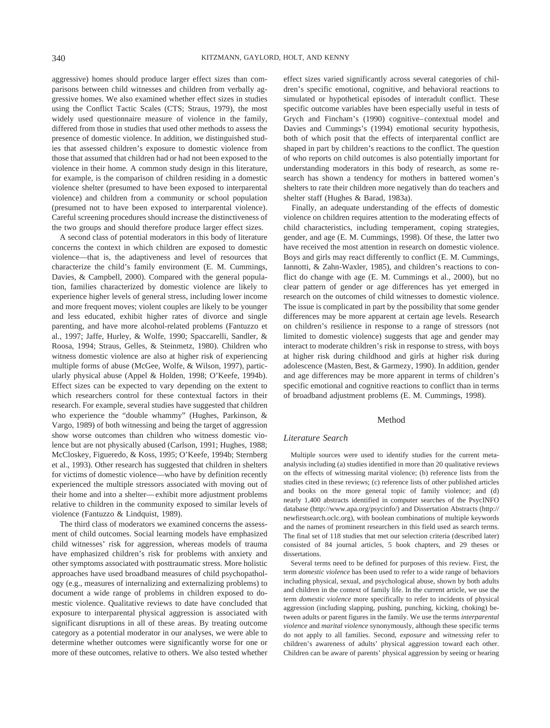aggressive) homes should produce larger effect sizes than comparisons between child witnesses and children from verbally aggressive homes. We also examined whether effect sizes in studies using the Conflict Tactic Scales (CTS; Straus, 1979), the most widely used questionnaire measure of violence in the family, differed from those in studies that used other methods to assess the presence of domestic violence. In addition, we distinguished studies that assessed children's exposure to domestic violence from those that assumed that children had or had not been exposed to the violence in their home. A common study design in this literature, for example, is the comparison of children residing in a domestic violence shelter (presumed to have been exposed to interparental violence) and children from a community or school population (presumed not to have been exposed to interparental violence). Careful screening procedures should increase the distinctiveness of the two groups and should therefore produce larger effect sizes.

A second class of potential moderators in this body of literature concerns the context in which children are exposed to domestic violence—that is, the adaptiveness and level of resources that characterize the child's family environment (E. M. Cummings, Davies, & Campbell, 2000). Compared with the general population, families characterized by domestic violence are likely to experience higher levels of general stress, including lower income and more frequent moves; violent couples are likely to be younger and less educated, exhibit higher rates of divorce and single parenting, and have more alcohol-related problems (Fantuzzo et al., 1997; Jaffe, Hurley, & Wolfe, 1990; Spaccarelli, Sandler, & Roosa, 1994; Straus, Gelles, & Steinmetz, 1980). Children who witness domestic violence are also at higher risk of experiencing multiple forms of abuse (McGee, Wolfe, & Wilson, 1997), particularly physical abuse (Appel & Holden, 1998; O'Keefe, 1994b). Effect sizes can be expected to vary depending on the extent to which researchers control for these contextual factors in their research. For example, several studies have suggested that children who experience the "double whammy" (Hughes, Parkinson, & Vargo, 1989) of both witnessing and being the target of aggression show worse outcomes than children who witness domestic violence but are not physically abused (Carlson, 1991; Hughes, 1988; McCloskey, Figueredo, & Koss, 1995; O'Keefe, 1994b; Sternberg et al., 1993). Other research has suggested that children in shelters for victims of domestic violence—who have by definition recently experienced the multiple stressors associated with moving out of their home and into a shelter—exhibit more adjustment problems relative to children in the community exposed to similar levels of violence (Fantuzzo & Lindquist, 1989).

The third class of moderators we examined concerns the assessment of child outcomes. Social learning models have emphasized child witnesses' risk for aggression, whereas models of trauma have emphasized children's risk for problems with anxiety and other symptoms associated with posttraumatic stress. More holistic approaches have used broadband measures of child psychopathology (e.g., measures of internalizing and externalizing problems) to document a wide range of problems in children exposed to domestic violence. Qualitative reviews to date have concluded that exposure to interparental physical aggression is associated with significant disruptions in all of these areas. By treating outcome category as a potential moderator in our analyses, we were able to determine whether outcomes were significantly worse for one or more of these outcomes, relative to others. We also tested whether effect sizes varied significantly across several categories of children's specific emotional, cognitive, and behavioral reactions to simulated or hypothetical episodes of interadult conflict. These specific outcome variables have been especially useful in tests of Grych and Fincham's (1990) cognitive–contextual model and Davies and Cummings's (1994) emotional security hypothesis, both of which posit that the effects of interparental conflict are shaped in part by children's reactions to the conflict. The question of who reports on child outcomes is also potentially important for understanding moderators in this body of research, as some research has shown a tendency for mothers in battered women's shelters to rate their children more negatively than do teachers and shelter staff (Hughes & Barad, 1983a).

Finally, an adequate understanding of the effects of domestic violence on children requires attention to the moderating effects of child characteristics, including temperament, coping strategies, gender, and age (E. M. Cummings, 1998). Of these, the latter two have received the most attention in research on domestic violence. Boys and girls may react differently to conflict (E. M. Cummings, Iannotti, & Zahn-Waxler, 1985), and children's reactions to conflict do change with age (E. M. Cummings et al., 2000), but no clear pattern of gender or age differences has yet emerged in research on the outcomes of child witnesses to domestic violence. The issue is complicated in part by the possibility that some gender differences may be more apparent at certain age levels. Research on children's resilience in response to a range of stressors (not limited to domestic violence) suggests that age and gender may interact to moderate children's risk in response to stress, with boys at higher risk during childhood and girls at higher risk during adolescence (Masten, Best, & Garmezy, 1990). In addition, gender and age differences may be more apparent in terms of children's specific emotional and cognitive reactions to conflict than in terms of broadband adjustment problems (E. M. Cummings, 1998).

## Method

### *Literature Search*

Multiple sources were used to identify studies for the current meta-analysis including (a) studies identified in more than 20 qualitative reviews on the effects of witnessing marital violence; (b) reference lists from the studies cited in these reviews; (c) reference lists of other published articles and books on the more general topic of family violence; and (d) nearly 1,400 abstracts identified in computer searches of the PsycINFO database (http://www.apa.org/psycinfo/) and Dissertation Abstracts (http://newfirstsearch.oclc.org), with boolean combinations of multiple keywords and the names of prominent researchers in this field used as search terms. The final set of 118 studies that met our selection criteria (described later) consisted of 84 journal articles, 5 book chapters, and 29 theses or dissertations.

Several terms need to be defined for purposes of this review. First, the term *domestic violence* has been used to refer to a wide range of behaviors including physical, sexual, and psychological abuse, shown by both adults and children in the context of family life. In the current article, we use the term *domestic violence* more specifically to refer to incidents of physical aggression (including slapping, pushing, punching, kicking, choking) between adults or parent figures in the family. We use the terms *interparental violence* and *marital violence* synonymously, although these specific terms do not apply to all families. Second, *exposure* and *witnessing* refer to children's awareness of adults' physical aggression toward each other. Children can be aware of parents' physical aggression by seeing or hearing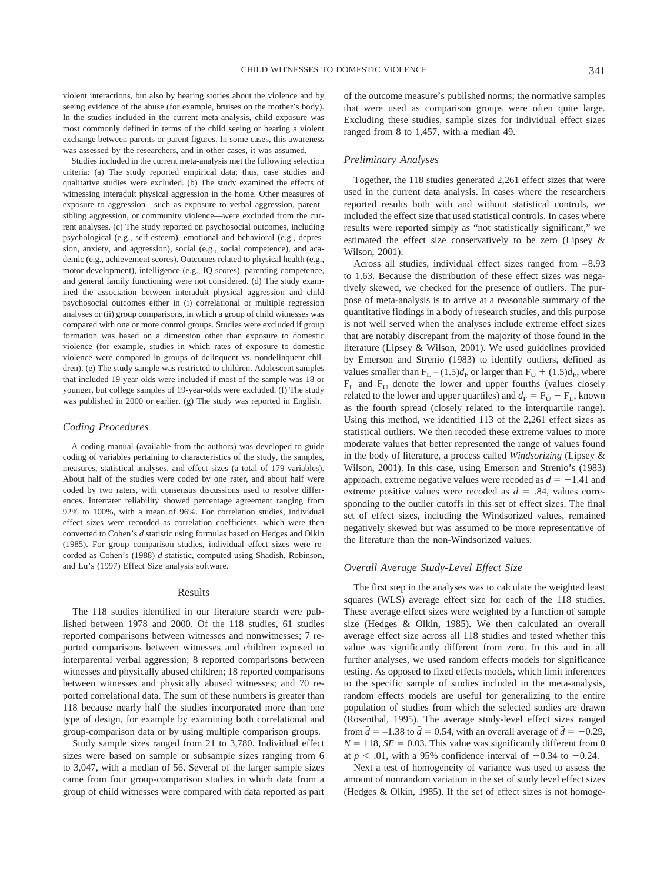violent interactions, but also by hearing stories about the violence and by seeing evidence of the abuse (for example, bruises on the mother's body). In the studies included in the current meta-analysis, child exposure was most commonly defined in terms of the child seeing or hearing a violent exchange between parents or parent figures. In some cases, this awareness was assessed by the researchers, and in other cases, it was assumed.

Studies included in the current meta-analysis met the following selection criteria: (a) The study reported empirical data; thus, case studies and qualitative studies were excluded. (b) The study examined the effects of witnessing interadult physical aggression in the home. Other measures of exposure to aggression—such as exposure to verbal aggression, parent–sibling aggression, or community violence—were excluded from the current analyses. (c) The study reported on psychosocial outcomes, including psychological (e.g., self-esteem), emotional and behavioral (e.g., depression, anxiety, and aggression), social (e.g., social competence), and academic (e.g., achievement scores). Outcomes related to physical health (e.g., motor development), intelligence (e.g., IQ scores), parenting competence, and general family functioning were not considered. (d) The study examined the association between interadult physical aggression and child psychosocial outcomes either in (i) correlational or multiple regression analyses or (ii) group comparisons, in which a group of child witnesses was compared with one or more control groups. Studies were excluded if group formation was based on a dimension other than exposure to domestic violence (for example, studies in which rates of exposure to domestic violence were compared in groups of delinquent vs. nondelinquent children). (e) The study sample was restricted to children. Adolescent samples that included 19-year-olds were included if most of the sample was 18 or younger, but college samples of 19-year-olds were excluded. (f) The study was published in 2000 or earlier. (g) The study was reported in English.

## Coding Procedures

A coding manual (available from the authors) was developed to guide coding of variables pertaining to characteristics of the study, the samples, measures, statistical analyses, and effect sizes (a total of 179 variables). About half of the studies were coded by one rater, and about half were coded by two raters, with consensus discussions used to resolve differences. Interrater reliability showed percentage agreement ranging from 92% to 100%, with a mean of 96%. For correlation studies, individual effect sizes were recorded as correlation coefficients, which were then converted to Cohen's *d* statistic using formulas based on Hedges and Olkin (1985). For group comparison studies, individual effect sizes were recorded as Cohen's (1988) *d* statistic, computed using Shadish, Robinson, and Lu's (1997) Effect Size analysis software.

# Results

The 118 studies identified in our literature search were published between 1978 and 2000. Of the 118 studies, 61 studies reported comparisons between witnesses and nonwitnesses; 7 reported comparisons between witnesses and children exposed to interparental verbal aggression; 8 reported comparisons between witnesses and physically abused children; 18 reported comparisons between witnesses and physically abused witnesses; and 70 reported correlational data. The sum of these numbers is greater than 118 because nearly half the studies incorporated more than one type of design, for example by examining both correlational and group-comparison data or by using multiple comparison groups.

Study sample sizes ranged from 21 to 3,780. Individual effect sizes were based on sample or subsample sizes ranging from 6 to 3,047, with a median of 56. Several of the larger sample sizes came from four group-comparison studies in which data from a group of child witnesses were compared with data reported as part of the outcome measure's published norms; the normative samples that were used as comparison groups were often quite large. Excluding these studies, sample sizes for individual effect sizes ranged from 8 to 1,457, with a median 49.

## Preliminary Analyses

Together, the 118 studies generated 2,261 effect sizes that were used in the current data analysis. In cases where the researchers reported results both with and without statistical controls, we included the effect size that used statistical controls. In cases where results were reported simply as "not statistically significant," we estimated the effect size conservatively to be zero (Lipsey & Wilson, 2001).

Across all studies, individual effect sizes ranged from –8.93 to 1.63. Because the distribution of these effect sizes was negatively skewed, we checked for the presence of outliers. The purpose of meta-analysis is to arrive at a reasonable summary of the quantitative findings in a body of research studies, and this purpose is not well served when the analyses include extreme effect sizes that are notably discrepant from the majority of those found in the literature (Lipsey & Wilson, 2001). We used guidelines provided by Emerson and Strenio (1983) to identify outliers, defined as values smaller than $F_L - (1.5)d_F$ or larger than $F_U + (1.5)d_F$, where $F_L$ and $F_U$ denote the lower and upper fourths (values closely related to the lower and upper quartiles) and $d_F = F_U - F_L$, known as the fourth spread (closely related to the interquartile range). Using this method, we identified 113 of the 2,261 effect sizes as statistical outliers. We then recoded these extreme values to more moderate values that better represented the range of values found in the body of literature, a process called *Windsorizing* (Lipsey & Wilson, 2001). In this case, using Emerson and Strenio's (1983) approach, extreme negative values were recoded as $d = -1.41$ and extreme positive values were recoded as $d = .84$, values corresponding to the outlier cutoffs in this set of effect sizes. The final set of effect sizes, including the Windsorized values, remained negatively skewed but was assumed to be more representative of the literature than the non-Windsorized values.

## Overall Average Study-Level Effect Size

The first step in the analyses was to calculate the weighted least squares (WLS) average effect size for each of the 118 studies. These average effect sizes were weighted by a function of sample size (Hedges & Olkin, 1985). We then calculated an overall average effect size across all 118 studies and tested whether this value was significantly different from zero. In this and in all further analyses, we used random effects models for significance testing. As opposed to fixed effects models, which limit inferences to the specific sample of studies included in the meta-analysis, random effects models are useful for generalizing to the entire population of studies from which the selected studies are drawn (Rosenthal, 1995). The average study-level effect sizes ranged from $\bar{d} = -1.38$ to $\bar{d} = 0.54$, with an overall average of $\bar{d} = -0.29$, $N = 118$, $SE = 0.03$. This value was significantly different from 0 at $p < .01$, with a 95% confidence interval of $-0.34$ to $-0.24$.

Next a test of homogeneity of variance was used to assess the amount of nonrandom variation in the set of study level effect sizes (Hedges & Olkin, 1985). If the set of effect sizes is not homoge-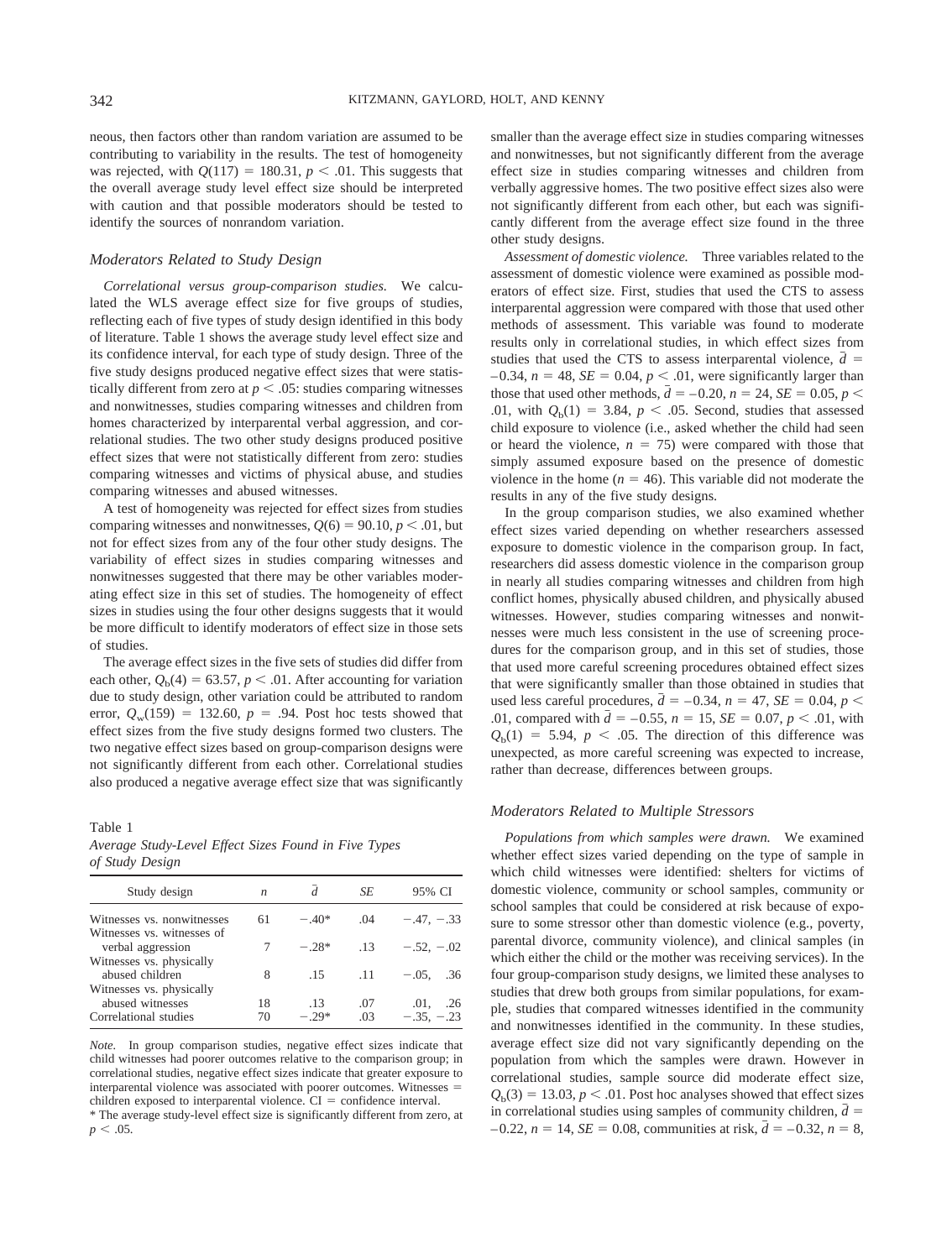neous, then factors other than random variation are assumed to be contributing to variability in the results. The test of homogeneity was rejected, with $Q(117) = 180.31$, $p < .01$. This suggests that the overall average study level effect size should be interpreted with caution and that possible moderators should be tested to identify the sources of nonrandom variation.

### Moderators Related to Study Design

*Correlational versus group-comparison studies.* We calculated the WLS average effect size for five groups of studies, reflecting each of five types of study design identified in this body of literature. Table 1 shows the average study level effect size and its confidence interval, for each type of study design. Three of the five study designs produced negative effect sizes that were statistically different from zero at $p < .05$: studies comparing witnesses and nonwitnesses, studies comparing witnesses and children from homes characterized by interparental verbal aggression, and correlational studies. The two other study designs produced positive effect sizes that were not statistically different from zero: studies comparing witnesses and victims of physical abuse, and studies comparing witnesses and abused witnesses.

A test of homogeneity was rejected for effect sizes from studies comparing witnesses and nonwitnesses, $Q(6) = 90.10$, $p < .01$, but not for effect sizes from any of the four other study designs. The variability of effect sizes in studies comparing witnesses and nonwitnesses suggested that there may be other variables moderating effect size in this set of studies. The homogeneity of effect sizes in studies using the four other designs suggests that it would be more difficult to identify moderators of effect size in those sets of studies.

The average effect sizes in the five sets of studies did differ from each other, $Q_b(4) = 63.57$, $p < .01$. After accounting for variation due to study design, other variation could be attributed to random error, $Q_w(159) = 132.60$, $p = .94$. Post hoc tests showed that effect sizes from the five study designs formed two clusters. The two negative effect sizes based on group-comparison designs were not significantly different from each other. Correlational studies also produced a negative average effect size that was significantly smaller than the average effect size in studies comparing witnesses and nonwitnesses, but not significantly different from the average effect size in studies comparing witnesses and children from verbally aggressive homes. The two positive effect sizes also were not significantly different from each other, but each was significantly different from the average effect size found in the three other study designs.

Table 1
*Average Study-Level Effect Sizes Found in Five Types of Study Design*

| Study design | $n$ | $\bar{d}$ | $SE$ | 95% CI |
|---|---|---|---|---|
| Witnesses vs. nonwitnesses | 61 | −.40* | .04 | −.47, −.33 |
| Witnesses vs. witnesses of verbal aggression | 7 | −.28* | .13 | −.52, −.02 |
| Witnesses vs. physically abused children | 8 | .15 | .11 | −.05, .36 |
| Witnesses vs. physically abused witnesses | 18 | .13 | .07 | .01, .26 |
| Correlational studies | 70 | −.29* | .03 | −.35, −.23 |

*Note.* In group comparison studies, negative effect sizes indicate that child witnesses had poorer outcomes relative to the comparison group; in correlational studies, negative effect sizes indicate that greater exposure to interparental violence was associated with poorer outcomes. Witnesses = children exposed to interparental violence. CI = confidence interval.
* The average study-level effect size is significantly different from zero, at $p < .05$.

*Assessment of domestic violence.* Three variables related to the assessment of domestic violence were examined as possible moderators of effect size. First, studies that used the CTS to assess interparental aggression were compared with those that used other methods of assessment. This variable was found to moderate results only in correlational studies, in which effect sizes from studies that used the CTS to assess interparental violence, $\bar{d} = -0.34$, $n = 48$, $SE = 0.04$, $p < .01$, were significantly larger than those that used other methods, $\bar{d} = -0.20$, $n = 24$, $SE = 0.05$, $p < .01$, with $Q_b(1) = 3.84$, $p < .05$. Second, studies that assessed child exposure to violence (i.e., asked whether the child had seen or heard the violence, $n = 75$) were compared with those that simply assumed exposure based on the presence of domestic violence in the home ($n = 46$). This variable did not moderate the results in any of the five study designs.

In the group comparison studies, we also examined whether effect sizes varied depending on whether researchers assessed exposure to domestic violence in the comparison group. In fact, researchers did assess domestic violence in the comparison group in nearly all studies comparing witnesses and children from high conflict homes, physically abused children, and physically abused witnesses. However, studies comparing witnesses and nonwitnesses were much less consistent in the use of screening procedures for the comparison group, and in this set of studies, those that used more careful screening procedures obtained effect sizes that were significantly smaller than those obtained in studies that used less careful procedures, $\bar{d} = -0.34$, $n = 47$, $SE = 0.04$, $p < .01$, compared with $\bar{d} = -0.55$, $n = 15$, $SE = 0.07$, $p < .01$, with $Q_b(1) = 5.94$, $p < .05$. The direction of this difference was unexpected, as more careful screening was expected to increase, rather than decrease, differences between groups.

### Moderators Related to Multiple Stressors

*Populations from which samples were drawn.* We examined whether effect sizes varied depending on the type of sample in which child witnesses were identified: shelters for victims of domestic violence, community or school samples, community or school samples that could be considered at risk because of exposure to some stressor other than domestic violence (e.g., poverty, parental divorce, community violence), and clinical samples (in which either the child or the mother was receiving services). In the four group-comparison study designs, we limited these analyses to studies that drew both groups from similar populations, for example, studies that compared witnesses identified in the community and nonwitnesses identified in the community. In these studies, average effect size did not vary significantly depending on the population from which the samples were drawn. However in correlational studies, sample source did moderate effect size, $Q_b(3) = 13.03$, $p < .01$. Post hoc analyses showed that effect sizes in correlational studies using samples of community children, $\bar{d} = -0.22$, $n = 14$, $SE = 0.08$, communities at risk, $\bar{d} = -0.32$, $n = 8$,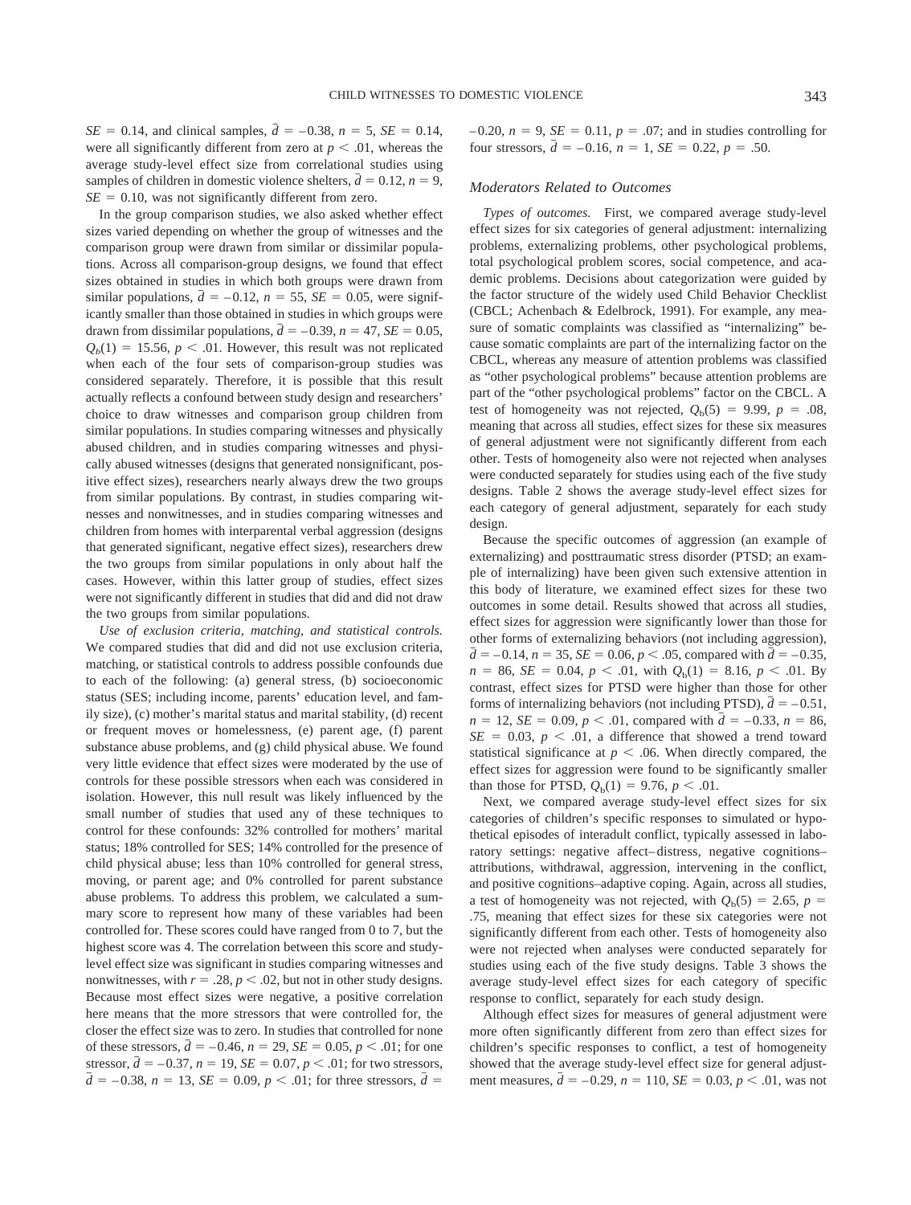$SE$ = 0.14, and clinical samples, $\bar{d}$ = –0.38, $n$ = 5, $SE$ = 0.14, were all significantly different from zero at $p < .01$, whereas the average study-level effect size from correlational studies using samples of children in domestic violence shelters, $\bar{d}$ = 0.12, $n$ = 9, $SE$ = 0.10, was not significantly different from zero.

In the group comparison studies, we also asked whether effect sizes varied depending on whether the group of witnesses and the comparison group were drawn from similar or dissimilar populations. Across all comparison-group designs, we found that effect sizes obtained in studies in which both groups were drawn from similar populations, $\bar{d}$ = –0.12, $n$ = 55, $SE$ = 0.05, were significantly smaller than those obtained in studies in which groups were drawn from dissimilar populations, $\bar{d}$ = –0.39, $n$ = 47, $SE$ = 0.05, $Q_b(1)$ = 15.56, $p < .01$. However, this result was not replicated when each of the four sets of comparison-group studies was considered separately. Therefore, it is possible that this result actually reflects a confound between study design and researchers' choice to draw witnesses and comparison group children from similar populations. In studies comparing witnesses and physically abused children, and in studies comparing witnesses and physically abused witnesses (designs that generated nonsignificant, positive effect sizes), researchers nearly always drew the two groups from similar populations. By contrast, in studies comparing witnesses and nonwitnesses, and in studies comparing witnesses and children from homes with interparental verbal aggression (designs that generated significant, negative effect sizes), researchers drew the two groups from similar populations in only about half the cases. However, within this latter group of studies, effect sizes were not significantly different in studies that did and did not draw the two groups from similar populations.

*Use of exclusion criteria, matching, and statistical controls.* We compared studies that did and did not use exclusion criteria, matching, or statistical controls to address possible confounds due to each of the following: (a) general stress, (b) socioeconomic status (SES; including income, parents' education level, and family size), (c) mother's marital status and marital stability, (d) recent or frequent moves or homelessness, (e) parent age, (f) parent substance abuse problems, and (g) child physical abuse. We found very little evidence that effect sizes were moderated by the use of controls for these possible stressors when each was considered in isolation. However, this null result was likely influenced by the small number of studies that used any of these techniques to control for these confounds: 32% controlled for mothers' marital status; 18% controlled for SES; 14% controlled for the presence of child physical abuse; less than 10% controlled for general stress, moving, or parent age; and 0% controlled for parent substance abuse problems. To address this problem, we calculated a summary score to represent how many of these variables had been controlled for. These scores could have ranged from 0 to 7, but the highest score was 4. The correlation between this score and study-level effect size was significant in studies comparing witnesses and nonwitnesses, with $r$ = .28, $p < .02$, but not in other study designs. Because most effect sizes were negative, a positive correlation here means that the more stressors that were controlled for, the closer the effect size was to zero. In studies that controlled for none of these stressors, $\bar{d}$ = –0.46, $n$ = 29, $SE$ = 0.05, $p < .01$; for one stressor, $\bar{d}$ = –0.37, $n$ = 19, $SE$ = 0.07, $p < .01$; for two stressors, $\bar{d}$ = –0.38, $n$ = 13, $SE$ = 0.09, $p < .01$; for three stressors, $\bar{d}$ = –0.20, $n$ = 9, $SE$ = 0.11, $p$ = .07; and in studies controlling for four stressors, $\bar{d}$ = –0.16, $n$ = 1, $SE$ = 0.22, $p$ = .50.

### *Moderators Related to Outcomes*

*Types of outcomes.* First, we compared average study-level effect sizes for six categories of general adjustment: internalizing problems, externalizing problems, other psychological problems, total psychological problem scores, social competence, and academic problems. Decisions about categorization were guided by the factor structure of the widely used Child Behavior Checklist (CBCL; Achenbach & Edelbrock, 1991). For example, any measure of somatic complaints was classified as "internalizing" because somatic complaints are part of the internalizing factor on the CBCL, whereas any measure of attention problems was classified as "other psychological problems" because attention problems are part of the "other psychological problems" factor on the CBCL. A test of homogeneity was not rejected, $Q_b(5)$ = 9.99, $p$ = .08, meaning that across all studies, effect sizes for these six measures of general adjustment were not significantly different from each other. Tests of homogeneity also were not rejected when analyses were conducted separately for studies using each of the five study designs. Table 2 shows the average study-level effect sizes for each category of general adjustment, separately for each study design.

Because the specific outcomes of aggression (an example of externalizing) and posttraumatic stress disorder (PTSD; an example of internalizing) have been given such extensive attention in this body of literature, we examined effect sizes for these two outcomes in some detail. Results showed that across all studies, effect sizes for aggression were significantly lower than those for other forms of externalizing behaviors (not including aggression), $\bar{d}$ = –0.14, $n$ = 35, $SE$ = 0.06, $p < .05$, compared with $\bar{d}$ = –0.35, $n$ = 86, $SE$ = 0.04, $p < .01$, with $Q_b(1)$ = 8.16, $p < .01$. By contrast, effect sizes for PTSD were higher than those for other forms of internalizing behaviors (not including PTSD), $\bar{d}$ = –0.51, $n$ = 12, $SE$ = 0.09, $p < .01$, compared with $\bar{d}$ = –0.33, $n$ = 86, $SE$ = 0.03, $p < .01$, a difference that showed a trend toward statistical significance at $p < .06$. When directly compared, the effect sizes for aggression were found to be significantly smaller than those for PTSD, $Q_b(1)$ = 9.76, $p < .01$.

Next, we compared average study-level effect sizes for six categories of children's specific responses to simulated or hypothetical episodes of interadult conflict, typically assessed in laboratory settings: negative affect–distress, negative cognitions–attributions, withdrawal, aggression, intervening in the conflict, and positive cognitions–adaptive coping. Again, across all studies, a test of homogeneity was not rejected, with $Q_b(5)$ = 2.65, $p$ = .75, meaning that effect sizes for these six categories were not significantly different from each other. Tests of homogeneity also were not rejected when analyses were conducted separately for studies using each of the five study designs. Table 3 shows the average study-level effect sizes for each category of specific response to conflict, separately for each study design.

Although effect sizes for measures of general adjustment were more often significantly different from zero than effect sizes for children's specific responses to conflict, a test of homogeneity showed that the average study-level effect size for general adjustment measures, $\bar{d}$ = –0.29, $n$ = 110, $SE$ = 0.03, $p < .01$, was not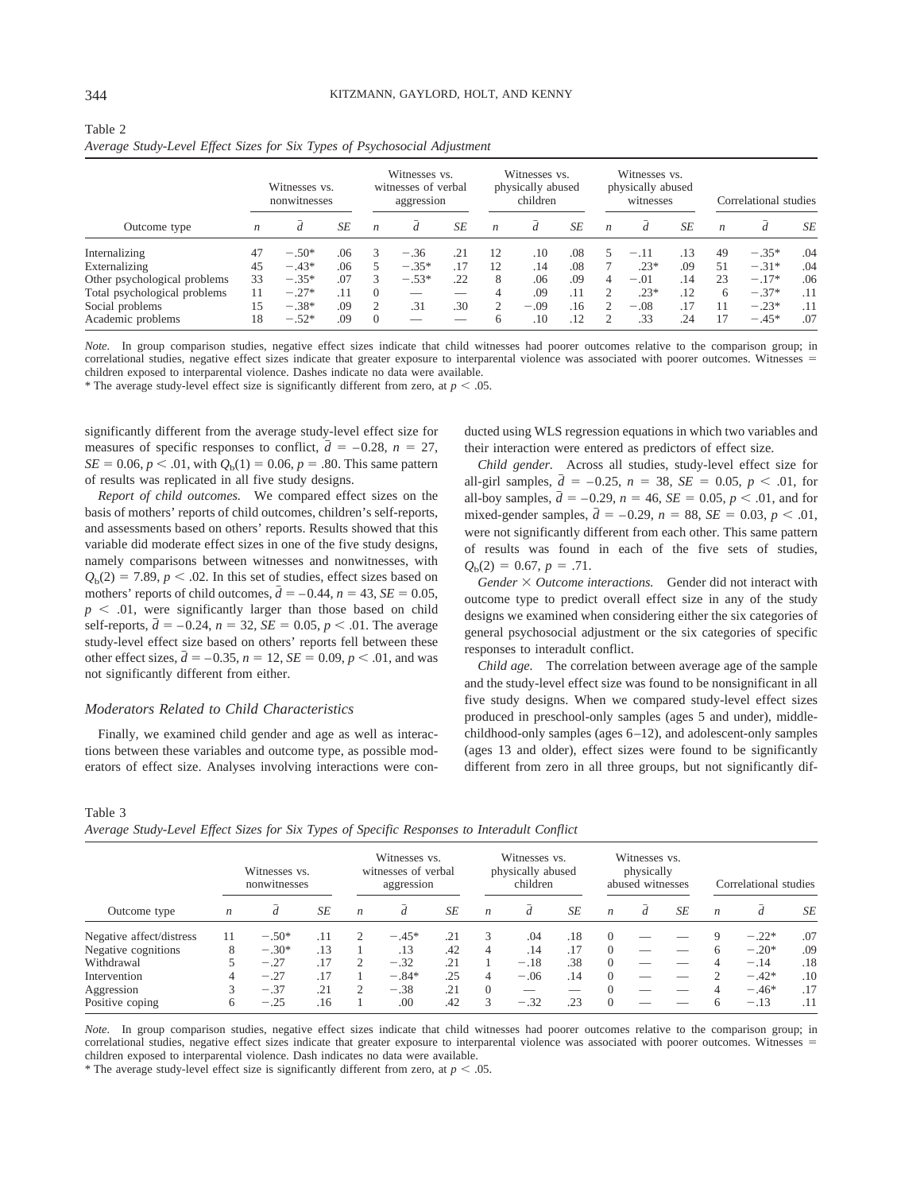Table 2
*Average Study-Level Effect Sizes for Six Types of Psychosocial Adjustment*

| Outcome type | Witnesses vs. nonwitnesses | | | Witnesses vs. witnesses of verbal aggression | | | Witnesses vs. physically abused children | | | Witnesses vs. physically abused witnesses | | | Correlational studies | | |
|---|---|---|---|---|---|---|---|---|---|---|---|---|---|---|---|
| | $n$ | $\bar{d}$ | $SE$ | $n$ | $\bar{d}$ | $SE$ | $n$ | $\bar{d}$ | $SE$ | $n$ | $\bar{d}$ | $SE$ | $n$ | $\bar{d}$ | $SE$ |
| Internalizing | 47 | −.50* | .06 | 3 | −.36 | .21 | 12 | .10 | .08 | 5 | −.11 | .13 | 49 | −.35* | .04 |
| Externalizing | 45 | −.43* | .06 | 5 | −.35* | .17 | 12 | .14 | .08 | 7 | .23* | .09 | 51 | −.31* | .04 |
| Other psychological problems | 33 | −.35* | .07 | 3 | −.53* | .22 | 8 | .06 | .09 | 4 | −.01 | .14 | 23 | −.17* | .06 |
| Total psychological problems | 11 | −.27* | .11 | 0 | — | — | 4 | .09 | .11 | 2 | .23* | .12 | 6 | −.37* | .11 |
| Social problems | 15 | −.38* | .09 | 2 | .31 | .30 | 2 | −.09 | .16 | 2 | −.08 | .17 | 11 | −.23* | .11 |
| Academic problems | 18 | −.52* | .09 | 0 | — | — | 6 | .10 | .12 | 2 | .33 | .24 | 17 | −.45* | .07 |

*Note.* In group comparison studies, negative effect sizes indicate that child witnesses had poorer outcomes relative to the comparison group; in correlational studies, negative effect sizes indicate that greater exposure to interparental violence was associated with poorer outcomes. Witnesses = children exposed to interparental violence. Dashes indicate no data were available.
* The average study-level effect size is significantly different from zero, at $p < .05$.

significantly different from the average study-level effect size for measures of specific responses to conflict, $\bar{d} = -0.28$, $n = 27$, $SE = 0.06$, $p < .01$, with $Q_b(1) = 0.06$, $p = .80$. This same pattern of results was replicated in all five study designs.

*Report of child outcomes.* We compared effect sizes on the basis of mothers' reports of child outcomes, children's self-reports, and assessments based on others' reports. Results showed that this variable did moderate effect sizes in one of the five study designs, namely comparisons between witnesses and nonwitnesses, with $Q_b(2) = 7.89$, $p < .02$. In this set of studies, effect sizes based on mothers' reports of child outcomes, $\bar{d} = -0.44$, $n = 43$, $SE = 0.05$, $p < .01$, were significantly larger than those based on child self-reports, $\bar{d} = -0.24$, $n = 32$, $SE = 0.05$, $p < .01$. The average study-level effect size based on others' reports fell between these other effect sizes, $\bar{d} = -0.35$, $n = 12$, $SE = 0.09$, $p < .01$, and was not significantly different from either.

### Moderators Related to Child Characteristics

Finally, we examined child gender and age as well as interactions between these variables and outcome type, as possible moderators of effect size. Analyses involving interactions were conducted using WLS regression equations in which two variables and their interaction were entered as predictors of effect size.

*Child gender.* Across all studies, study-level effect size for all-girl samples, $\bar{d} = -0.25$, $n = 38$, $SE = 0.05$, $p < .01$, for all-boy samples, $\bar{d} = -0.29$, $n = 46$, $SE = 0.05$, $p < .01$, and for mixed-gender samples, $\bar{d} = -0.29$, $n = 88$, $SE = 0.03$, $p < .01$, were not significantly different from each other. This same pattern of results was found in each of the five sets of studies, $Q_b(2) = 0.67$, $p = .71$.

*Gender × Outcome interactions.* Gender did not interact with outcome type to predict overall effect size in any of the study designs we examined when considering either the six categories of general psychosocial adjustment or the six categories of specific responses to interadult conflict.

*Child age.* The correlation between average age of the sample and the study-level effect size was found to be nonsignificant in all five study designs. When we compared study-level effect sizes produced in preschool-only samples (ages 5 and under), middle-childhood-only samples (ages 6–12), and adolescent-only samples (ages 13 and older), effect sizes were found to be significantly different from zero in all three groups, but not significantly dif-

Table 3
*Average Study-Level Effect Sizes for Six Types of Specific Responses to Interadult Conflict*

| Outcome type | Witnesses vs. nonwitnesses | | | Witnesses vs. witnesses of verbal aggression | | | Witnesses vs. physically abused children | | | Witnesses vs. physically abused witnesses | | | Correlational studies | | |
|---|---|---|---|---|---|---|---|---|---|---|---|---|---|---|---|
| | $n$ | $\bar{d}$ | $SE$ | $n$ | $\bar{d}$ | $SE$ | $n$ | $\bar{d}$ | $SE$ | $n$ | $\bar{d}$ | $SE$ | $n$ | $\bar{d}$ | $SE$ |
| Negative affect/distress | 11 | −.50* | .11 | 2 | −.45* | .21 | 3 | .04 | .18 | 0 | — | — | 9 | −.22* | .07 |
| Negative cognitions | 8 | −.30* | .13 | 1 | .13 | .42 | 4 | .14 | .17 | 0 | — | — | 6 | −.20* | .09 |
| Withdrawal | 5 | −.27 | .17 | 2 | −.32 | .21 | 1 | −.18 | .38 | 0 | — | — | 4 | −.14 | .18 |
| Intervention | 4 | −.27 | .17 | 1 | −.84* | .25 | 4 | −.06 | .14 | 0 | — | — | 2 | −.42* | .10 |
| Aggression | 3 | −.37 | .21 | 2 | −.38 | .21 | 0 | — | — | 0 | — | — | 4 | −.46* | .17 |
| Positive coping | 6 | −.25 | .16 | 1 | .00 | .42 | 3 | −.32 | .23 | 0 | — | — | 6 | −.13 | .11 |

*Note.* In group comparison studies, negative effect sizes indicate that child witnesses had poorer outcomes relative to the comparison group; in correlational studies, negative effect sizes indicate that greater exposure to interparental violence was associated with poorer outcomes. Witnesses = children exposed to interparental violence. Dash indicates no data were available.
* The average study-level effect size is significantly different from zero, at $p < .05$.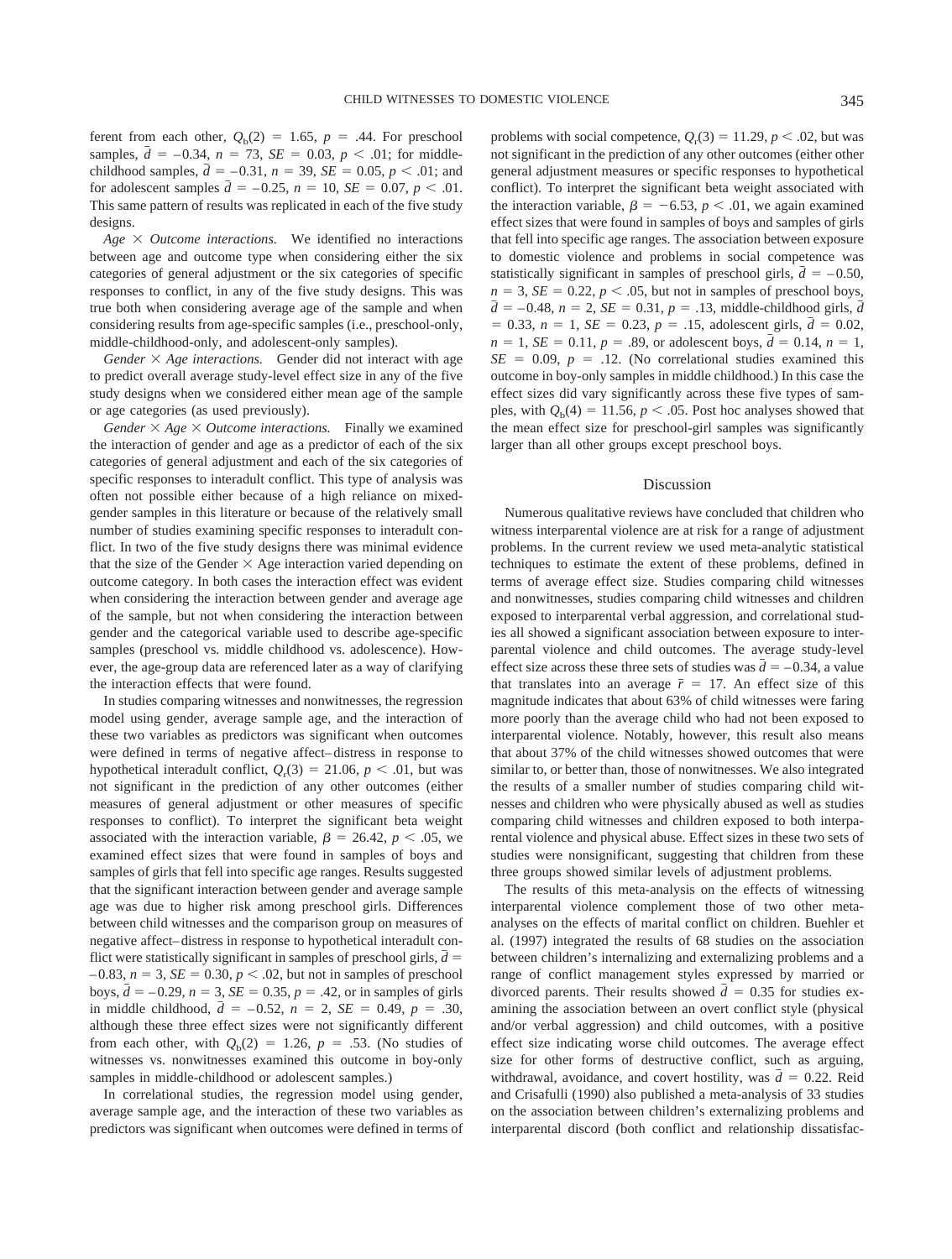ferent from each other, $Q_b(2) = 1.65$, $p = .44$. For preschool samples, $\bar{d} = -0.34$, $n = 73$, $SE = 0.03$, $p < .01$; for middle-childhood samples, $\bar{d} = -0.31$, $n = 39$, $SE = 0.05$, $p < .01$; and for adolescent samples $\bar{d} = -0.25$, $n = 10$, $SE = 0.07$, $p < .01$. This same pattern of results was replicated in each of the five study designs.

*Age × Outcome interactions.* We identified no interactions between age and outcome type when considering either the six categories of general adjustment or the six categories of specific responses to conflict, in any of the five study designs. This was true both when considering average age of the sample and when considering results from age-specific samples (i.e., preschool-only, middle-childhood-only, and adolescent-only samples).

*Gender × Age interactions.* Gender did not interact with age to predict overall average study-level effect size in any of the five study designs when we considered either mean age of the sample or age categories (as used previously).

*Gender × Age × Outcome interactions.* Finally we examined the interaction of gender and age as a predictor of each of the six categories of general adjustment and each of the six categories of specific responses to interadult conflict. This type of analysis was often not possible either because of a high reliance on mixed-gender samples in this literature or because of the relatively small number of studies examining specific responses to interadult conflict. In two of the five study designs there was minimal evidence that the size of the Gender × Age interaction varied depending on outcome category. In both cases the interaction effect was evident when considering the interaction between gender and average age of the sample, but not when considering the interaction between gender and the categorical variable used to describe age-specific samples (preschool vs. middle childhood vs. adolescence). However, the age-group data are referenced later as a way of clarifying the interaction effects that were found.

In studies comparing witnesses and nonwitnesses, the regression model using gender, average sample age, and the interaction of these two variables as predictors was significant when outcomes were defined in terms of negative affect–distress in response to hypothetical interadult conflict, $Q_r(3) = 21.06$, $p < .01$, but was not significant in the prediction of any other outcomes (either measures of general adjustment or other measures of specific responses to conflict). To interpret the significant beta weight associated with the interaction variable, $\beta = 26.42$, $p < .05$, we examined effect sizes that were found in samples of boys and samples of girls that fell into specific age ranges. Results suggested that the significant interaction between gender and average sample age was due to higher risk among preschool girls. Differences between child witnesses and the comparison group on measures of negative affect–distress in response to hypothetical interadult conflict were statistically significant in samples of preschool girls, $\bar{d} = -0.83$, $n = 3$, $SE = 0.30$, $p < .02$, but not in samples of preschool boys, $\bar{d} = -0.29$, $n = 3$, $SE = 0.35$, $p = .42$, or in samples of girls in middle childhood, $\bar{d} = -0.52$, $n = 2$, $SE = 0.49$, $p = .30$, although these three effect sizes were not significantly different from each other, with $Q_b(2) = 1.26$, $p = .53$. (No studies of witnesses vs. nonwitnesses examined this outcome in boy-only samples in middle-childhood or adolescent samples.)

In correlational studies, the regression model using gender, average sample age, and the interaction of these two variables as predictors was significant when outcomes were defined in terms of problems with social competence, $Q_r(3) = 11.29$, $p < .02$, but was not significant in the prediction of any other outcomes (either other general adjustment measures or specific responses to hypothetical conflict). To interpret the significant beta weight associated with the interaction variable, $\beta = -6.53$, $p < .01$, we again examined effect sizes that were found in samples of boys and samples of girls that fell into specific age ranges. The association between exposure to domestic violence and problems in social competence was statistically significant in samples of preschool girls, $\bar{d} = -0.50$, $n = 3$, $SE = 0.22$, $p < .05$, but not in samples of preschool boys, $\bar{d} = -0.48$, $n = 2$, $SE = 0.31$, $p = .13$, middle-childhood girls, $\bar{d} = 0.33$, $n = 1$, $SE = 0.23$, $p = .15$, adolescent girls, $\bar{d} = 0.02$, $n = 1$, $SE = 0.11$, $p = .89$, or adolescent boys, $\bar{d} = 0.14$, $n = 1$, $SE = 0.09$, $p = .12$. (No correlational studies examined this outcome in boy-only samples in middle childhood.) In this case the effect sizes did vary significantly across these five types of samples, with $Q_b(4) = 11.56$, $p < .05$. Post hoc analyses showed that the mean effect size for preschool-girl samples was significantly larger than all other groups except preschool boys.

## Discussion

Numerous qualitative reviews have concluded that children who witness interparental violence are at risk for a range of adjustment problems. In the current review we used meta-analytic statistical techniques to estimate the extent of these problems, defined in terms of average effect size. Studies comparing child witnesses and nonwitnesses, studies comparing child witnesses and children exposed to interparental verbal aggression, and correlational studies all showed a significant association between exposure to interparental violence and child outcomes. The average study-level effect size across these three sets of studies was $\bar{d} = -0.34$, a value that translates into an average $\bar{r} = 17$. An effect size of this magnitude indicates that about 63% of child witnesses were faring more poorly than the average child who had not been exposed to interparental violence. Notably, however, this result also means that about 37% of the child witnesses showed outcomes that were similar to, or better than, those of nonwitnesses. We also integrated the results of a smaller number of studies comparing child witnesses and children who were physically abused as well as studies comparing child witnesses and children exposed to both interparental violence and physical abuse. Effect sizes in these two sets of studies were nonsignificant, suggesting that children from these three groups showed similar levels of adjustment problems.

The results of this meta-analysis on the effects of witnessing interparental violence complement those of two other meta-analyses on the effects of marital conflict on children. Buehler et al. (1997) integrated the results of 68 studies on the association between children's internalizing and externalizing problems and a range of conflict management styles expressed by married or divorced parents. Their results showed $\bar{d} = 0.35$ for studies examining the association between an overt conflict style (physical and/or verbal aggression) and child outcomes, with a positive effect size indicating worse child outcomes. The average effect size for other forms of destructive conflict, such as arguing, withdrawal, avoidance, and covert hostility, was $\bar{d} = 0.22$. Reid and Crisafulli (1990) also published a meta-analysis of 33 studies on the association between children's externalizing problems and interparental discord (both conflict and relationship dissatisfac-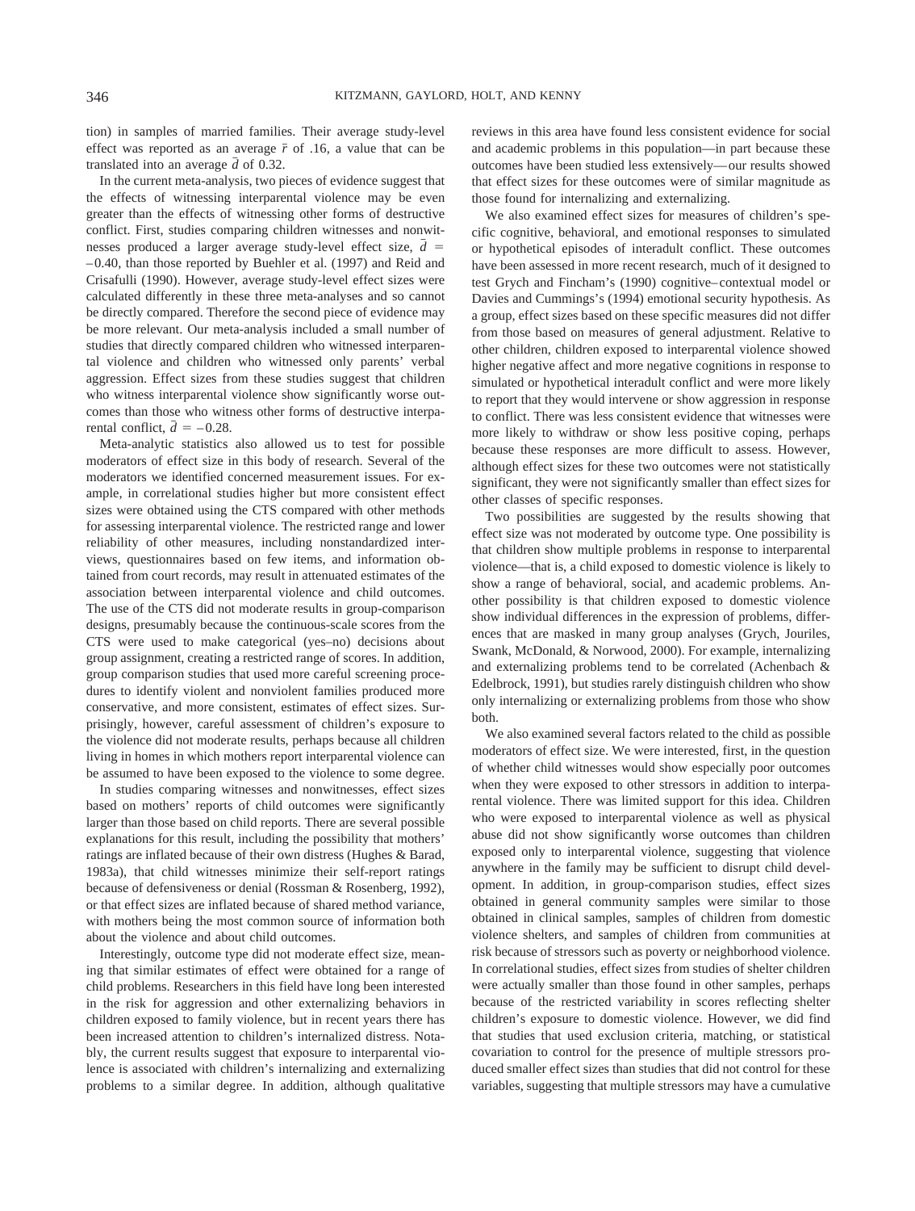tion) in samples of married families. Their average study-level effect was reported as an average $\bar{r}$ of .16, a value that can be translated into an average $\bar{d}$ of 0.32.

In the current meta-analysis, two pieces of evidence suggest that the effects of witnessing interparental violence may be even greater than the effects of witnessing other forms of destructive conflict. First, studies comparing children witnesses and nonwitnesses produced a larger average study-level effect size, $\bar{d} = -0.40$, than those reported by Buehler et al. (1997) and Reid and Crisafulli (1990). However, average study-level effect sizes were calculated differently in these three meta-analyses and so cannot be directly compared. Therefore the second piece of evidence may be more relevant. Our meta-analysis included a small number of studies that directly compared children who witnessed interparental violence and children who witnessed only parents' verbal aggression. Effect sizes from these studies suggest that children who witness interparental violence show significantly worse outcomes than those who witness other forms of destructive interparental conflict, $\bar{d} = -0.28$.

Meta-analytic statistics also allowed us to test for possible moderators of effect size in this body of research. Several of the moderators we identified concerned measurement issues. For example, in correlational studies higher but more consistent effect sizes were obtained using the CTS compared with other methods for assessing interparental violence. The restricted range and lower reliability of other measures, including nonstandardized interviews, questionnaires based on few items, and information obtained from court records, may result in attenuated estimates of the association between interparental violence and child outcomes. The use of the CTS did not moderate results in group-comparison designs, presumably because the continuous-scale scores from the CTS were used to make categorical (yes–no) decisions about group assignment, creating a restricted range of scores. In addition, group comparison studies that used more careful screening procedures to identify violent and nonviolent families produced more conservative, and more consistent, estimates of effect sizes. Surprisingly, however, careful assessment of children's exposure to the violence did not moderate results, perhaps because all children living in homes in which mothers report interparental violence can be assumed to have been exposed to the violence to some degree.

In studies comparing witnesses and nonwitnesses, effect sizes based on mothers' reports of child outcomes were significantly larger than those based on child reports. There are several possible explanations for this result, including the possibility that mothers' ratings are inflated because of their own distress (Hughes & Barad, 1983a), that child witnesses minimize their self-report ratings because of defensiveness or denial (Rossman & Rosenberg, 1992), or that effect sizes are inflated because of shared method variance, with mothers being the most common source of information both about the violence and about child outcomes.

Interestingly, outcome type did not moderate effect size, meaning that similar estimates of effect were obtained for a range of child problems. Researchers in this field have long been interested in the risk for aggression and other externalizing behaviors in children exposed to family violence, but in recent years there has been increased attention to children's internalized distress. Notably, the current results suggest that exposure to interparental violence is associated with children's internalizing and externalizing problems to a similar degree. In addition, although qualitative reviews in this area have found less consistent evidence for social and academic problems in this population—in part because these outcomes have been studied less extensively—our results showed that effect sizes for these outcomes were of similar magnitude as those found for internalizing and externalizing.

We also examined effect sizes for measures of children's specific cognitive, behavioral, and emotional responses to simulated or hypothetical episodes of interadult conflict. These outcomes have been assessed in more recent research, much of it designed to test Grych and Fincham's (1990) cognitive–contextual model or Davies and Cummings's (1994) emotional security hypothesis. As a group, effect sizes based on these specific measures did not differ from those based on measures of general adjustment. Relative to other children, children exposed to interparental violence showed higher negative affect and more negative cognitions in response to simulated or hypothetical interadult conflict and were more likely to report that they would intervene or show aggression in response to conflict. There was less consistent evidence that witnesses were more likely to withdraw or show less positive coping, perhaps because these responses are more difficult to assess. However, although effect sizes for these two outcomes were not statistically significant, they were not significantly smaller than effect sizes for other classes of specific responses.

Two possibilities are suggested by the results showing that effect size was not moderated by outcome type. One possibility is that children show multiple problems in response to interparental violence—that is, a child exposed to domestic violence is likely to show a range of behavioral, social, and academic problems. Another possibility is that children exposed to domestic violence show individual differences in the expression of problems, differences that are masked in many group analyses (Grych, Jouriles, Swank, McDonald, & Norwood, 2000). For example, internalizing and externalizing problems tend to be correlated (Achenbach & Edelbrock, 1991), but studies rarely distinguish children who show only internalizing or externalizing problems from those who show both.

We also examined several factors related to the child as possible moderators of effect size. We were interested, first, in the question of whether child witnesses would show especially poor outcomes when they were exposed to other stressors in addition to interparental violence. There was limited support for this idea. Children who were exposed to interparental violence as well as physical abuse did not show significantly worse outcomes than children exposed only to interparental violence, suggesting that violence anywhere in the family may be sufficient to disrupt child development. In addition, in group-comparison studies, effect sizes obtained in general community samples were similar to those obtained in clinical samples, samples of children from domestic violence shelters, and samples of children from communities at risk because of stressors such as poverty or neighborhood violence. In correlational studies, effect sizes from studies of shelter children were actually smaller than those found in other samples, perhaps because of the restricted variability in scores reflecting shelter children's exposure to domestic violence. However, we did find that studies that used exclusion criteria, matching, or statistical covariation to control for the presence of multiple stressors produced smaller effect sizes than studies that did not control for these variables, suggesting that multiple stressors may have a cumulative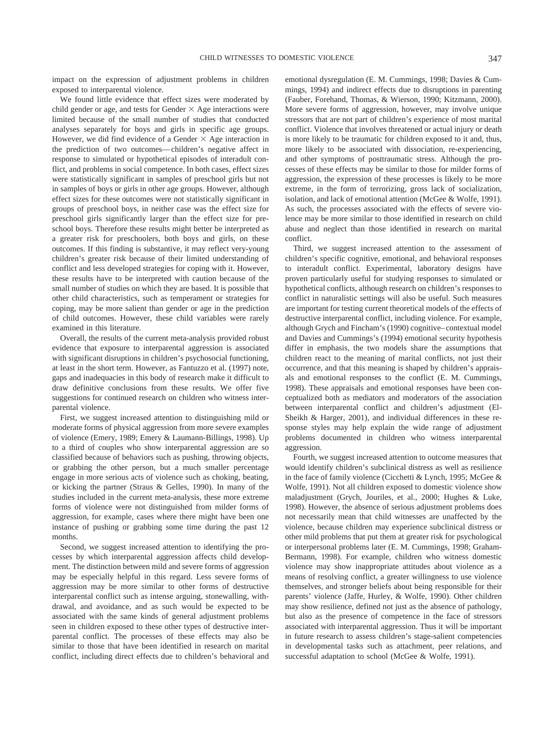impact on the expression of adjustment problems in children exposed to interparental violence.

We found little evidence that effect sizes were moderated by child gender or age, and tests for Gender × Age interactions were limited because of the small number of studies that conducted analyses separately for boys and girls in specific age groups. However, we did find evidence of a Gender × Age interaction in the prediction of two outcomes—children's negative affect in response to simulated or hypothetical episodes of interadult conflict, and problems in social competence. In both cases, effect sizes were statistically significant in samples of preschool girls but not in samples of boys or girls in other age groups. However, although effect sizes for these outcomes were not statistically significant in groups of preschool boys, in neither case was the effect size for preschool girls significantly larger than the effect size for preschool boys. Therefore these results might better be interpreted as a greater risk for preschoolers, both boys and girls, on these outcomes. If this finding is substantive, it may reflect very-young children's greater risk because of their limited understanding of conflict and less developed strategies for coping with it. However, these results have to be interpreted with caution because of the small number of studies on which they are based. It is possible that other child characteristics, such as temperament or strategies for coping, may be more salient than gender or age in the prediction of child outcomes. However, these child variables were rarely examined in this literature.

Overall, the results of the current meta-analysis provided robust evidence that exposure to interparental aggression is associated with significant disruptions in children's psychosocial functioning, at least in the short term. However, as Fantuzzo et al. (1997) note, gaps and inadequacies in this body of research make it difficult to draw definitive conclusions from these results. We offer five suggestions for continued research on children who witness interparental violence.

First, we suggest increased attention to distinguishing mild or moderate forms of physical aggression from more severe examples of violence (Emery, 1989; Emery & Laumann-Billings, 1998). Up to a third of couples who show interparental aggression are so classified because of behaviors such as pushing, throwing objects, or grabbing the other person, but a much smaller percentage engage in more serious acts of violence such as choking, beating, or kicking the partner (Straus & Gelles, 1990). In many of the studies included in the current meta-analysis, these more extreme forms of violence were not distinguished from milder forms of aggression, for example, cases where there might have been one instance of pushing or grabbing some time during the past 12 months.

Second, we suggest increased attention to identifying the processes by which interparental aggression affects child development. The distinction between mild and severe forms of aggression may be especially helpful in this regard. Less severe forms of aggression may be more similar to other forms of destructive interparental conflict such as intense arguing, stonewalling, withdrawal, and avoidance, and as such would be expected to be associated with the same kinds of general adjustment problems seen in children exposed to these other types of destructive interparental conflict. The processes of these effects may also be similar to those that have been identified in research on marital conflict, including direct effects due to children's behavioral and emotional dysregulation (E. M. Cummings, 1998; Davies & Cummings, 1994) and indirect effects due to disruptions in parenting (Fauber, Forehand, Thomas, & Wierson, 1990; Kitzmann, 2000). More severe forms of aggression, however, may involve unique stressors that are not part of children's experience of most marital conflict. Violence that involves threatened or actual injury or death is more likely to be traumatic for children exposed to it and, thus, more likely to be associated with dissociation, re-experiencing, and other symptoms of posttraumatic stress. Although the processes of these effects may be similar to those for milder forms of aggression, the expression of these processes is likely to be more extreme, in the form of terrorizing, gross lack of socialization, isolation, and lack of emotional attention (McGee & Wolfe, 1991). As such, the processes associated with the effects of severe violence may be more similar to those identified in research on child abuse and neglect than those identified in research on marital conflict.

Third, we suggest increased attention to the assessment of children's specific cognitive, emotional, and behavioral responses to interadult conflict. Experimental, laboratory designs have proven particularly useful for studying responses to simulated or hypothetical conflicts, although research on children's responses to conflict in naturalistic settings will also be useful. Such measures are important for testing current theoretical models of the effects of destructive interparental conflict, including violence. For example, although Grych and Fincham's (1990) cognitive–contextual model and Davies and Cummings's (1994) emotional security hypothesis differ in emphasis, the two models share the assumptions that children react to the meaning of marital conflicts, not just their occurrence, and that this meaning is shaped by children's appraisals and emotional responses to the conflict (E. M. Cummings, 1998). These appraisals and emotional responses have been conceptualized both as mediators and moderators of the association between interparental conflict and children's adjustment (El-Sheikh & Harger, 2001), and individual differences in these response styles may help explain the wide range of adjustment problems documented in children who witness interparental aggression.

Fourth, we suggest increased attention to outcome measures that would identify children's subclinical distress as well as resilience in the face of family violence (Cicchetti & Lynch, 1995; McGee & Wolfe, 1991). Not all children exposed to domestic violence show maladjustment (Grych, Jouriles, et al., 2000; Hughes & Luke, 1998). However, the absence of serious adjustment problems does not necessarily mean that child witnesses are unaffected by the violence, because children may experience subclinical distress or other mild problems that put them at greater risk for psychological or interpersonal problems later (E. M. Cummings, 1998; Graham-Bermann, 1998). For example, children who witness domestic violence may show inappropriate attitudes about violence as a means of resolving conflict, a greater willingness to use violence themselves, and stronger beliefs about being responsible for their parents' violence (Jaffe, Hurley, & Wolfe, 1990). Other children may show resilience, defined not just as the absence of pathology, but also as the presence of competence in the face of stressors associated with interparental aggression. Thus it will be important in future research to assess children's stage-salient competencies in developmental tasks such as attachment, peer relations, and successful adaptation to school (McGee & Wolfe, 1991).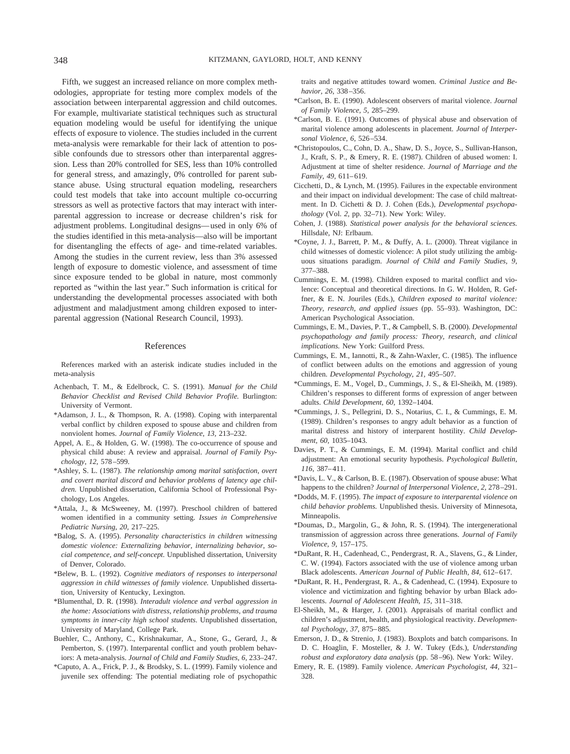Fifth, we suggest an increased reliance on more complex methodologies, appropriate for testing more complex models of the association between interparental aggression and child outcomes. For example, multivariate statistical techniques such as structural equation modeling would be useful for identifying the unique effects of exposure to violence. The studies included in the current meta-analysis were remarkable for their lack of attention to possible confounds due to stressors other than interparental aggression. Less than 20% controlled for SES, less than 10% controlled for general stress, and amazingly, 0% controlled for parent substance abuse. Using structural equation modeling, researchers could test models that take into account multiple co-occurring stressors as well as protective factors that may interact with interparental aggression to increase or decrease children's risk for adjustment problems. Longitudinal designs—used in only 6% of the studies identified in this meta-analysis—also will be important for disentangling the effects of age- and time-related variables. Among the studies in the current review, less than 3% assessed length of exposure to domestic violence, and assessment of time since exposure tended to be global in nature, most commonly reported as "within the last year." Such information is critical for understanding the developmental processes associated with both adjustment and maladjustment among children exposed to interparental aggression (National Research Council, 1993).

## References

References marked with an asterisk indicate studies included in the meta-analysis

Achenbach, T. M., & Edelbrock, C. S. (1991). *Manual for the Child Behavior Checklist and Revised Child Behavior Profile.* Burlington: University of Vermont.

*Adamson, J. L., & Thompson, R. A. (1998). Coping with interparental verbal conflict by children exposed to spouse abuse and children from nonviolent homes. *Journal of Family Violence, 13,* 213–232.

Appel, A. E., & Holden, G. W. (1998). The co-occurrence of spouse and physical child abuse: A review and appraisal. *Journal of Family Psychology, 12,* 578–599.

*Ashley, S. L. (1987). *The relationship among marital satisfaction, overt and covert marital discord and behavior problems of latency age children.* Unpublished dissertation, California School of Professional Psychology, Los Angeles.

*Attala, J., & McSweeney, M. (1997). Preschool children of battered women identified in a community setting. *Issues in Comprehensive Pediatric Nursing, 20,* 217–225.

*Balog, S. A. (1995). *Personality characteristics in children witnessing domestic violence: Externalizing behavior, internalizing behavior, social competence, and self-concept.* Unpublished dissertation, University of Denver, Colorado.

*Belew, B. L. (1992). *Cognitive mediators of responses to interpersonal aggression in child witnesses of family violence.* Unpublished dissertation, University of Kentucky, Lexington.

*Blumenthal, D. R. (1998). *Interadult violence and verbal aggression in the home: Associations with distress, relationship problems, and trauma symptoms in inner-city high school students.* Unpublished dissertation, University of Maryland, College Park.

Buehler, C., Anthony, C., Krishnakumar, A., Stone, G., Gerard, J., & Pemberton, S. (1997). Interparental conflict and youth problem behaviors: A meta-analysis. *Journal of Child and Family Studies, 6,* 233–247.

*Caputo, A. A., Frick, P. J., & Brodsky, S. L. (1999). Family violence and juvenile sex offending: The potential mediating role of psychopathic traits and negative attitudes toward women. *Criminal Justice and Behavior, 26,* 338–356.

*Carlson, B. E. (1990). Adolescent observers of marital violence. *Journal of Family Violence, 5,* 285–299.

*Carlson, B. E. (1991). Outcomes of physical abuse and observation of marital violence among adolescents in placement. *Journal of Interpersonal Violence, 6,* 526–534.

*Christopoulos, C., Cohn, D. A., Shaw, D. S., Joyce, S., Sullivan-Hanson, J., Kraft, S. P., & Emery, R. E. (1987). Children of abused women: I. Adjustment at time of shelter residence. *Journal of Marriage and the Family, 49,* 611–619.

Cicchetti, D., & Lynch, M. (1995). Failures in the expectable environment and their impact on individual development: The case of child maltreatment. In D. Cichetti & D. J. Cohen (Eds.), *Developmental psychopathology* (Vol. *2,* pp. 32–71). New York: Wiley.

Cohen, J. (1988). *Statistical power analysis for the behavioral sciences.* Hillsdale, NJ: Erlbaum.

*Coyne, J. J., Barrett, P. M., & Duffy, A. L. (2000). Threat vigilance in child witnesses of domestic violence: A pilot study utilizing the ambiguous situations paradigm. *Journal of Child and Family Studies, 9,* 377–388.

Cummings, E. M. (1998). Children exposed to marital conflict and violence: Conceptual and theoretical directions. In G. W. Holden, R. Geffner, & E. N. Jouriles (Eds.), *Children exposed to marital violence: Theory, research, and applied issues* (pp. 55–93). Washington, DC: American Psychological Association.

Cummings, E. M., Davies, P. T., & Campbell, S. B. (2000). *Developmental psychopathology and family process: Theory, research, and clinical implications.* New York: Guilford Press.

Cummings, E. M., Iannotti, R., & Zahn-Waxler, C. (1985). The influence of conflict between adults on the emotions and aggression of young children. *Developmental Psychology, 21,* 495–507.

*Cummings, E. M., Vogel, D., Cummings, J. S., & El-Sheikh, M. (1989). Children's responses to different forms of expression of anger between adults. *Child Development, 60,* 1392–1404.

*Cummings, J. S., Pellegrini, D. S., Notarius, C. I., & Cummings, E. M. (1989). Children's responses to angry adult behavior as a function of marital distress and history of interparent hostility. *Child Development, 60,* 1035–1043.

Davies, P. T., & Cummings, E. M. (1994). Marital conflict and child adjustment: An emotional security hypothesis. *Psychological Bulletin, 116,* 387–411.

*Davis, L. V., & Carlson, B. E. (1987). Observation of spouse abuse: What happens to the children? *Journal of Interpersonal Violence, 2,* 278–291.

*Dodds, M. F. (1995). *The impact of exposure to interparental violence on child behavior problems.* Unpublished thesis. University of Minnesota, Minneapolis.

*Doumas, D., Margolin, G., & John, R. S. (1994). The intergenerational transmission of aggression across three generations. *Journal of Family Violence, 9,* 157–175.

*DuRant, R. H., Cadenhead, C., Pendergrast, R. A., Slavens, G., & Linder, C. W. (1994). Factors associated with the use of violence among urban Black adolescents. *American Journal of Public Health, 84,* 612–617.

*DuRant, R. H., Pendergrast, R. A., & Cadenhead, C. (1994). Exposure to violence and victimization and fighting behavior by urban Black adolescents. *Journal of Adolescent Health, 15,* 311–318.

El-Sheikh, M., & Harger, J. (2001). Appraisals of marital conflict and children's adjustment, health, and physiological reactivity. *Developmental Psychology, 37,* 875–885.

Emerson, J. D., & Strenio, J. (1983). Boxplots and batch comparisons. In D. C. Hoaglin, F. Mosteller, & J. W. Tukey (Eds.), *Understanding robust and exploratory data analysis* (pp. 58–96). New York: Wiley.

Emery, R. E. (1989). Family violence. *American Psychologist, 44,* 321–328.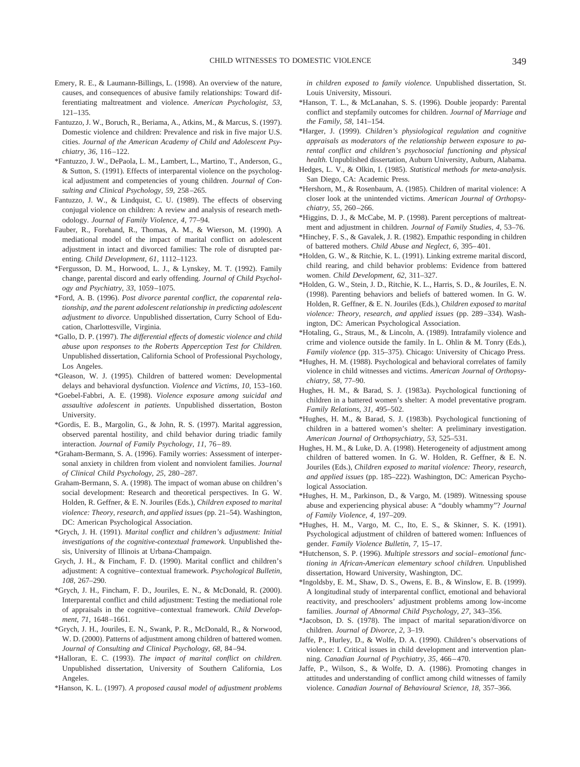Emery, R. E., & Laumann-Billings, L. (1998). An overview of the nature, causes, and consequences of abusive family relationships: Toward differentiating maltreatment and violence. *American Psychologist, 53,* 121–135.

Fantuzzo, J. W., Boruch, R., Beriama, A., Atkins, M., & Marcus, S. (1997). Domestic violence and children: Prevalence and risk in five major U.S. cities. *Journal of the American Academy of Child and Adolescent Psychiatry, 36,* 116–122.

*Fantuzzo, J. W., DePaola, L. M., Lambert, L., Martino, T., Anderson, G., & Sutton, S. (1991). Effects of interparental violence on the psychological adjustment and competencies of young children. *Journal of Consulting and Clinical Psychology, 59,* 258–265.

Fantuzzo, J. W., & Lindquist, C. U. (1989). The effects of observing conjugal violence on children: A review and analysis of research methodology. *Journal of Family Violence, 4,* 77–94.

Fauber, R., Forehand, R., Thomas, A. M., & Wierson, M. (1990). A mediational model of the impact of marital conflict on adolescent adjustment in intact and divorced families: The role of disrupted parenting. *Child Development, 61,* 1112–1123.

*Fergusson, D. M., Horwood, L. J., & Lynskey, M. T. (1992). Family change, parental discord and early offending. *Journal of Child Psychology and Psychiatry, 33,* 1059–1075.

*Ford, A. B. (1996). *Post divorce parental conflict, the coparental relationship, and the parent adolescent relationship in predicting adolescent adjustment to divorce.* Unpublished dissertation, Curry School of Education, Charlottesville, Virginia.

*Gallo, D. P. (1997). *The differential effects of domestic violence and child abuse upon responses to the Roberts Apperception Test for Children.* Unpublished dissertation, California School of Professional Psychology, Los Angeles.

*Gleason, W. J. (1995). Children of battered women: Developmental delays and behavioral dysfunction. *Violence and Victims, 10,* 153–160.

*Goebel-Fabbri, A. E. (1998). *Violence exposure among suicidal and assaultive adolescent in patients.* Unpublished dissertation, Boston University.

*Gordis, E. B., Margolin, G., & John, R. S. (1997). Marital aggression, observed parental hostility, and child behavior during triadic family interaction. *Journal of Family Psychology, 11,* 76–89.

*Graham-Bermann, S. A. (1996). Family worries: Assessment of interpersonal anxiety in children from violent and nonviolent families. *Journal of Clinical Child Psychology, 25,* 280–287.

Graham-Bermann, S. A. (1998). The impact of woman abuse on children's social development: Research and theoretical perspectives. In G. W. Holden, R. Geffner, & E. N. Jouriles (Eds.), *Children exposed to marital violence: Theory, research, and applied issues* (pp. 21–54). Washington, DC: American Psychological Association.

*Grych, J. H. (1991). *Marital conflict and children's adjustment: Initial investigations of the cognitive-contextual framework.* Unpublished thesis, University of Illinois at Urbana-Champaign.

Grych, J. H., & Fincham, F. D. (1990). Marital conflict and children's adjustment: A cognitive–contextual framework. *Psychological Bulletin, 108,* 267–290.

*Grych, J. H., Fincham, F. D., Jouriles, E. N., & McDonald, R. (2000). Interparental conflict and child adjustment: Testing the mediational role of appraisals in the cognitive–contextual framework. *Child Development, 71,* 1648–1661.

*Grych, J. H., Jouriles, E. N., Swank, P. R., McDonald, R., & Norwood, W. D. (2000). Patterns of adjustment among children of battered women. *Journal of Consulting and Clinical Psychology, 68,* 84–94.

*Halloran, E. C. (1993). *The impact of marital conflict on children.* Unpublished dissertation, University of Southern California, Los Angeles.

*Hanson, K. L. (1997). *A proposed causal model of adjustment problems in children exposed to family violence.* Unpublished dissertation, St. Louis University, Missouri.

*Hanson, T. L., & McLanahan, S. S. (1996). Double jeopardy: Parental conflict and stepfamily outcomes for children. *Journal of Marriage and the Family, 58,* 141–154.

*Harger, J. (1999). *Children's physiological regulation and cognitive appraisals as moderators of the relationship between exposure to parental conflict and children's psychosocial functioning and physical health.* Unpublished dissertation, Auburn University, Auburn, Alabama.

Hedges, L. V., & Olkin, I. (1985). *Statistical methods for meta-analysis.* San Diego, CA: Academic Press.

*Hershorn, M., & Rosenbaum, A. (1985). Children of marital violence: A closer look at the unintended victims. *American Journal of Orthopsychiatry, 55,* 260–266.

*Higgins, D. J., & McCabe, M. P. (1998). Parent perceptions of maltreatment and adjustment in children. *Journal of Family Studies, 4,* 53–76.

*Hinchey, F. S., & Gavalek, J. R. (1982). Empathic responding in children of battered mothers. *Child Abuse and Neglect, 6,* 395–401.

*Holden, G. W., & Ritchie, K. L. (1991). Linking extreme marital discord, child rearing, and child behavior problems: Evidence from battered women. *Child Development, 62,* 311–327.

*Holden, G. W., Stein, J. D., Ritchie, K. L., Harris, S. D., & Jouriles, E. N. (1998). Parenting behaviors and beliefs of battered women. In G. W. Holden, R. Geffner, & E. N. Jouriles (Eds.), *Children exposed to marital violence: Theory, research, and applied issues* (pp. 289–334). Washington, DC: American Psychological Association.

*Hotaling, G., Straus, M., & Lincoln, A. (1989). Intrafamily violence and crime and violence outside the family. In L. Ohlin & M. Tonry (Eds.), *Family violence* (pp. 315–375). Chicago: University of Chicago Press.

*Hughes, H. M. (1988). Psychological and behavioral correlates of family violence in child witnesses and victims. *American Journal of Orthopsychiatry, 58,* 77–90.

Hughes, H. M., & Barad, S. J. (1983a). Psychological functioning of children in a battered women's shelter: A model preventative program. *Family Relations, 31,* 495–502.

*Hughes, H. M., & Barad, S. J. (1983b). Psychological functioning of children in a battered women's shelter: A preliminary investigation. *American Journal of Orthopsychiatry, 53,* 525–531.

Hughes, H. M., & Luke, D. A. (1998). Heterogeneity of adjustment among children of battered women. In G. W. Holden, R. Geffner, & E. N. Jouriles (Eds.), *Children exposed to marital violence: Theory, research, and applied issues* (pp. 185–222). Washington, DC: American Psychological Association.

*Hughes, H. M., Parkinson, D., & Vargo, M. (1989). Witnessing spouse abuse and experiencing physical abuse: A "doubly whammy"? *Journal of Family Violence, 4,* 197–209.

*Hughes, H. M., Vargo, M. C., Ito, E. S., & Skinner, S. K. (1991). Psychological adjustment of children of battered women: Influences of gender. *Family Violence Bulletin, 7,* 15–17.

*Hutchenson, S. P. (1996). *Multiple stressors and social–emotional functioning in African-American elementary school children.* Unpublished dissertation, Howard University, Washington, DC.

*Ingoldsby, E. M., Shaw, D. S., Owens, E. B., & Winslow, E. B. (1999). A longitudinal study of interparental conflict, emotional and behavioral reactivity, and preschoolers' adjustment problems among low-income families. *Journal of Abnormal Child Psychology, 27,* 343–356.

*Jacobson, D. S. (1978). The impact of marital separation/divorce on children. *Journal of Divorce, 2,* 3–19.

Jaffe, P., Hurley, D., & Wolfe, D. A. (1990). Children's observations of violence: I. Critical issues in child development and intervention planning. *Canadian Journal of Psychiatry, 35,* 466–470.

Jaffe, P., Wilson, S., & Wolfe, D. A. (1986). Promoting changes in attitudes and understanding of conflict among child witnesses of family violence. *Canadian Journal of Behavioural Science, 18,* 357–366.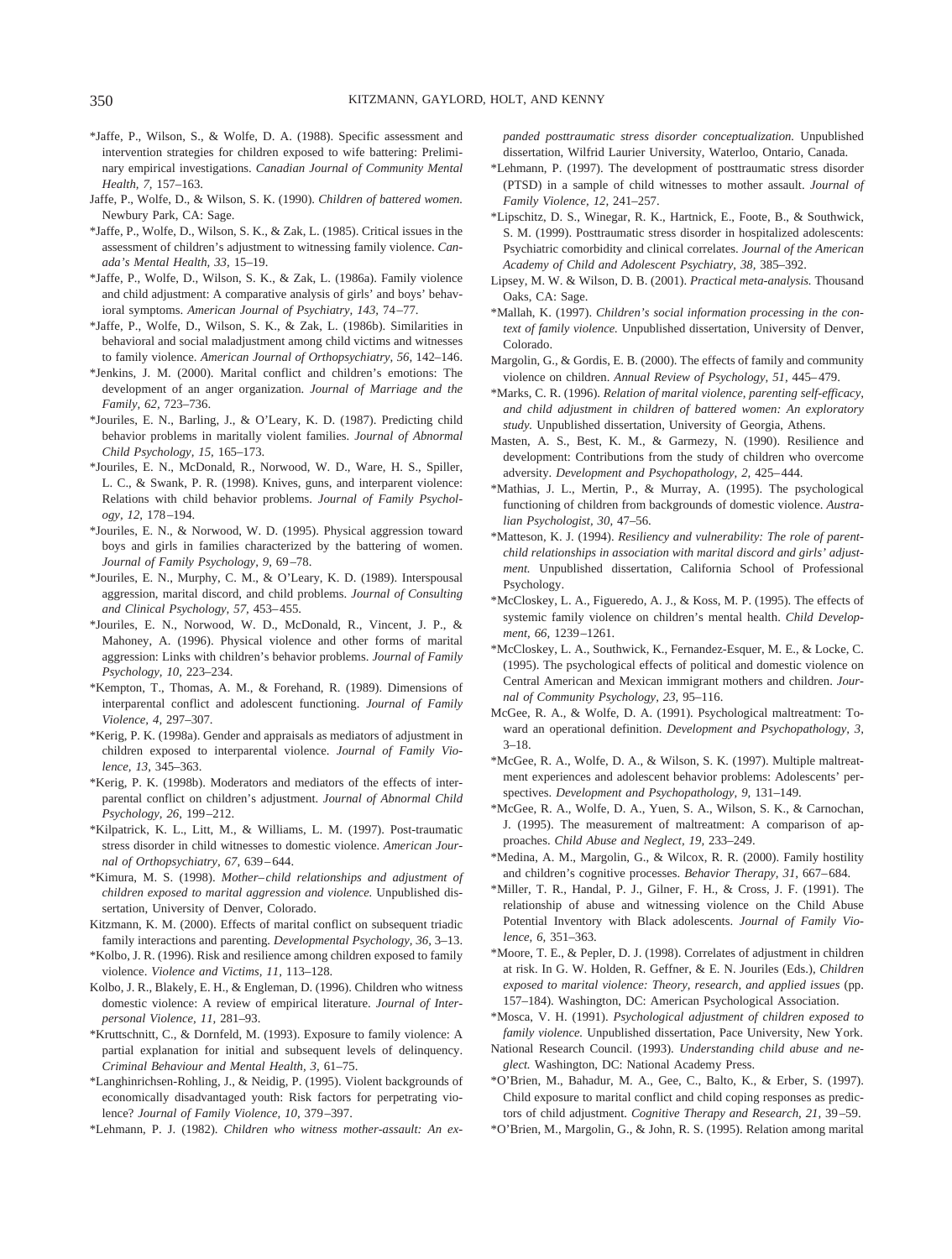*Jaffe, P., Wilson, S., & Wolfe, D. A. (1988). Specific assessment and intervention strategies for children exposed to wife battering: Preliminary empirical investigations. *Canadian Journal of Community Mental Health, 7,* 157–163.

Jaffe, P., Wolfe, D., & Wilson, S. K. (1990). *Children of battered women.* Newbury Park, CA: Sage.

*Jaffe, P., Wolfe, D., Wilson, S. K., & Zak, L. (1985). Critical issues in the assessment of children's adjustment to witnessing family violence. *Canada's Mental Health, 33,* 15–19.

*Jaffe, P., Wolfe, D., Wilson, S. K., & Zak, L. (1986a). Family violence and child adjustment: A comparative analysis of girls' and boys' behavioral symptoms. *American Journal of Psychiatry, 143,* 74–77.

*Jaffe, P., Wolfe, D., Wilson, S. K., & Zak, L. (1986b). Similarities in behavioral and social maladjustment among child victims and witnesses to family violence. *American Journal of Orthopsychiatry, 56,* 142–146.

*Jenkins, J. M. (2000). Marital conflict and children's emotions: The development of an anger organization. *Journal of Marriage and the Family, 62,* 723–736.

*Jouriles, E. N., Barling, J., & O'Leary, K. D. (1987). Predicting child behavior problems in maritally violent families. *Journal of Abnormal Child Psychology, 15,* 165–173.

*Jouriles, E. N., McDonald, R., Norwood, W. D., Ware, H. S., Spiller, L. C., & Swank, P. R. (1998). Knives, guns, and interparent violence: Relations with child behavior problems. *Journal of Family Psychology, 12,* 178–194.

*Jouriles, E. N., & Norwood, W. D. (1995). Physical aggression toward boys and girls in families characterized by the battering of women. *Journal of Family Psychology, 9,* 69–78.

*Jouriles, E. N., Murphy, C. M., & O'Leary, K. D. (1989). Interspousal aggression, marital discord, and child problems. *Journal of Consulting and Clinical Psychology, 57,* 453–455.

*Jouriles, E. N., Norwood, W. D., McDonald, R., Vincent, J. P., & Mahoney, A. (1996). Physical violence and other forms of marital aggression: Links with children's behavior problems. *Journal of Family Psychology, 10,* 223–234.

*Kempton, T., Thomas, A. M., & Forehand, R. (1989). Dimensions of interparental conflict and adolescent functioning. *Journal of Family Violence, 4,* 297–307.

*Kerig, P. K. (1998a). Gender and appraisals as mediators of adjustment in children exposed to interparental violence. *Journal of Family Violence, 13,* 345–363.

*Kerig, P. K. (1998b). Moderators and mediators of the effects of interparental conflict on children's adjustment. *Journal of Abnormal Child Psychology, 26,* 199–212.

*Kilpatrick, K. L., Litt, M., & Williams, L. M. (1997). Post-traumatic stress disorder in child witnesses to domestic violence. *American Journal of Orthopsychiatry, 67,* 639–644.

*Kimura, M. S. (1998). *Mother–child relationships and adjustment of children exposed to marital aggression and violence.* Unpublished dissertation, University of Denver, Colorado.

Kitzmann, K. M. (2000). Effects of marital conflict on subsequent triadic family interactions and parenting. *Developmental Psychology, 36,* 3–13.

*Kolbo, J. R. (1996). Risk and resilience among children exposed to family violence. *Violence and Victims, 11,* 113–128.

Kolbo, J. R., Blakely, E. H., & Engleman, D. (1996). Children who witness domestic violence: A review of empirical literature. *Journal of Interpersonal Violence, 11,* 281–93.

*Kruttschnitt, C., & Dornfeld, M. (1993). Exposure to family violence: A partial explanation for initial and subsequent levels of delinquency. *Criminal Behaviour and Mental Health, 3,* 61–75.

*Langhinrichsen-Rohling, J., & Neidig, P. (1995). Violent backgrounds of economically disadvantaged youth: Risk factors for perpetrating violence? *Journal of Family Violence, 10,* 379–397.

*Lehmann, P. J. (1982). *Children who witness mother-assault: An expanded posttraumatic stress disorder conceptualization.* Unpublished dissertation, Wilfrid Laurier University, Waterloo, Ontario, Canada.

*Lehmann, P. (1997). The development of posttraumatic stress disorder (PTSD) in a sample of child witnesses to mother assault. *Journal of Family Violence, 12,* 241–257.

*Lipschitz, D. S., Winegar, R. K., Hartnick, E., Foote, B., & Southwick, S. M. (1999). Posttraumatic stress disorder in hospitalized adolescents: Psychiatric comorbidity and clinical correlates. *Journal of the American Academy of Child and Adolescent Psychiatry, 38,* 385–392.

Lipsey, M. W. & Wilson, D. B. (2001). *Practical meta-analysis.* Thousand Oaks, CA: Sage.

*Mallah, K. (1997). *Children's social information processing in the context of family violence.* Unpublished dissertation, University of Denver, Colorado.

Margolin, G., & Gordis, E. B. (2000). The effects of family and community violence on children. *Annual Review of Psychology, 51,* 445–479.

*Marks, C. R. (1996). *Relation of marital violence, parenting self-efficacy, and child adjustment in children of battered women: An exploratory study.* Unpublished dissertation, University of Georgia, Athens.

Masten, A. S., Best, K. M., & Garmezy, N. (1990). Resilience and development: Contributions from the study of children who overcome adversity. *Development and Psychopathology, 2,* 425–444.

*Mathias, J. L., Mertin, P., & Murray, A. (1995). The psychological functioning of children from backgrounds of domestic violence. *Australian Psychologist, 30,* 47–56.

*Matteson, K. J. (1994). *Resiliency and vulnerability: The role of parent-child relationships in association with marital discord and girls' adjustment.* Unpublished dissertation, California School of Professional Psychology.

*McCloskey, L. A., Figueredo, A. J., & Koss, M. P. (1995). The effects of systemic family violence on children's mental health. *Child Development, 66,* 1239–1261.

*McCloskey, L. A., Southwick, K., Fernandez-Esquer, M. E., & Locke, C. (1995). The psychological effects of political and domestic violence on Central American and Mexican immigrant mothers and children. *Journal of Community Psychology, 23,* 95–116.

McGee, R. A., & Wolfe, D. A. (1991). Psychological maltreatment: Toward an operational definition. *Development and Psychopathology, 3,* 3–18.

*McGee, R. A., Wolfe, D. A., & Wilson, S. K. (1997). Multiple maltreatment experiences and adolescent behavior problems: Adolescents' perspectives. *Development and Psychopathology, 9,* 131–149.

*McGee, R. A., Wolfe, D. A., Yuen, S. A., Wilson, S. K., & Carnochan, J. (1995). The measurement of maltreatment: A comparison of approaches. *Child Abuse and Neglect, 19,* 233–249.

*Medina, A. M., Margolin, G., & Wilcox, R. R. (2000). Family hostility and children's cognitive processes. *Behavior Therapy, 31,* 667–684.

*Miller, T. R., Handal, P. J., Gilner, F. H., & Cross, J. F. (1991). The relationship of abuse and witnessing violence on the Child Abuse Potential Inventory with Black adolescents. *Journal of Family Violence, 6,* 351–363.

*Moore, T. E., & Pepler, D. J. (1998). Correlates of adjustment in children at risk. In G. W. Holden, R. Geffner, & E. N. Jouriles (Eds.), *Children exposed to marital violence: Theory, research, and applied issues* (pp. 157–184). Washington, DC: American Psychological Association.

*Mosca, V. H. (1991). *Psychological adjustment of children exposed to family violence.* Unpublished dissertation, Pace University, New York.

National Research Council. (1993). *Understanding child abuse and neglect.* Washington, DC: National Academy Press.

*O'Brien, M., Bahadur, M. A., Gee, C., Balto, K., & Erber, S. (1997). Child exposure to marital conflict and child coping responses as predictors of child adjustment. *Cognitive Therapy and Research, 21,* 39–59.

*O'Brien, M., Margolin, G., & John, R. S. (1995). Relation among marital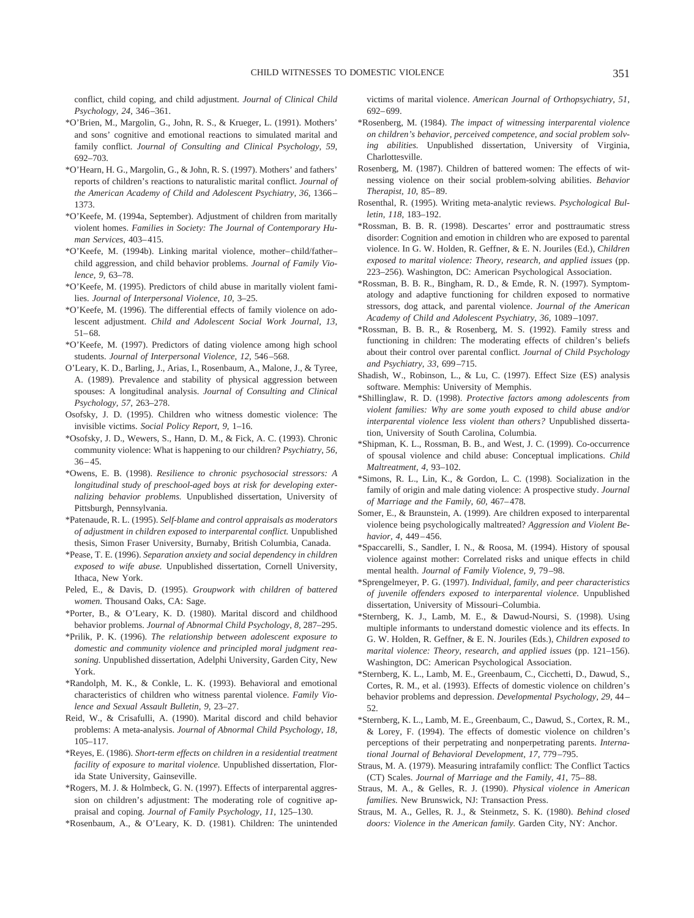conflict, child coping, and child adjustment. *Journal of Clinical Child Psychology, 24,* 346–361.

*O'Brien, M., Margolin, G., John, R. S., & Krueger, L. (1991). Mothers' and sons' cognitive and emotional reactions to simulated marital and family conflict. *Journal of Consulting and Clinical Psychology, 59,* 692–703.

*O'Hearn, H. G., Margolin, G., & John, R. S. (1997). Mothers' and fathers' reports of children's reactions to naturalistic marital conflict. *Journal of the American Academy of Child and Adolescent Psychiatry, 36,* 1366–1373.

*O'Keefe, M. (1994a, September). Adjustment of children from maritally violent homes. *Families in Society: The Journal of Contemporary Human Services,* 403–415.

*O'Keefe, M. (1994b). Linking marital violence, mother–child/father–child aggression, and child behavior problems. *Journal of Family Violence, 9,* 63–78.

*O'Keefe, M. (1995). Predictors of child abuse in maritally violent families. *Journal of Interpersonal Violence, 10,* 3–25.

*O'Keefe, M. (1996). The differential effects of family violence on adolescent adjustment. *Child and Adolescent Social Work Journal, 13,* 51–68.

*O'Keefe, M. (1997). Predictors of dating violence among high school students. *Journal of Interpersonal Violence, 12,* 546–568.

O'Leary, K. D., Barling, J., Arias, I., Rosenbaum, A., Malone, J., & Tyree, A. (1989). Prevalence and stability of physical aggression between spouses: A longitudinal analysis. *Journal of Consulting and Clinical Psychology, 57,* 263–278.

Osofsky, J. D. (1995). Children who witness domestic violence: The invisible victims. *Social Policy Report, 9,* 1–16.

*Osofsky, J. D., Wewers, S., Hann, D. M., & Fick, A. C. (1993). Chronic community violence: What is happening to our children? *Psychiatry, 56,* 36–45.

*Owens, E. B. (1998). *Resilience to chronic psychosocial stressors: A longitudinal study of preschool-aged boys at risk for developing externalizing behavior problems.* Unpublished dissertation, University of Pittsburgh, Pennsylvania.

*Patenaude, R. L. (1995). *Self-blame and control appraisals as moderators of adjustment in children exposed to interparental conflict.* Unpublished thesis, Simon Fraser University, Burnaby, British Columbia, Canada.

*Pease, T. E. (1996). *Separation anxiety and social dependency in children exposed to wife abuse.* Unpublished dissertation, Cornell University, Ithaca, New York.

Peled, E., & Davis, D. (1995). *Groupwork with children of battered women.* Thousand Oaks, CA: Sage.

*Porter, B., & O'Leary, K. D. (1980). Marital discord and childhood behavior problems. *Journal of Abnormal Child Psychology, 8,* 287–295.

*Prilik, P. K. (1996). *The relationship between adolescent exposure to domestic and community violence and principled moral judgment reasoning.* Unpublished dissertation, Adelphi University, Garden City, New York.

*Randolph, M. K., & Conkle, L. K. (1993). Behavioral and emotional characteristics of children who witness parental violence. *Family Violence and Sexual Assault Bulletin, 9,* 23–27.

Reid, W., & Crisafulli, A. (1990). Marital discord and child behavior problems: A meta-analysis. *Journal of Abnormal Child Psychology, 18,* 105–117.

*Reyes, E. (1986). *Short-term effects on children in a residential treatment facility of exposure to marital violence.* Unpublished dissertation, Florida State University, Gainseville.

*Rogers, M. J. & Holmbeck, G. N. (1997). Effects of interparental aggression on children's adjustment: The moderating role of cognitive appraisal and coping. *Journal of Family Psychology, 11,* 125–130.

*Rosenbaum, A., & O'Leary, K. D. (1981). Children: The unintended victims of marital violence. *American Journal of Orthopsychiatry, 51,* 692–699.

*Rosenberg, M. (1984). *The impact of witnessing interparental violence on children's behavior, perceived competence, and social problem solving abilities.* Unpublished dissertation, University of Virginia, Charlottesville.

Rosenberg, M. (1987). Children of battered women: The effects of witnessing violence on their social problem-solving abilities. *Behavior Therapist, 10,* 85–89.

Rosenthal, R. (1995). Writing meta-analytic reviews. *Psychological Bulletin, 118,* 183–192.

*Rossman, B. B. R. (1998). Descartes' error and posttraumatic stress disorder: Cognition and emotion in children who are exposed to parental violence. In G. W. Holden, R. Geffner, & E. N. Jouriles (Ed.), *Children exposed to marital violence: Theory, research, and applied issues* (pp. 223–256). Washington, DC: American Psychological Association.

*Rossman, B. B. R., Bingham, R. D., & Emde, R. N. (1997). Symptomatology and adaptive functioning for children exposed to normative stressors, dog attack, and parental violence. *Journal of the American Academy of Child and Adolescent Psychiatry, 36,* 1089–1097.

*Rossman, B. B. R., & Rosenberg, M. S. (1992). Family stress and functioning in children: The moderating effects of children's beliefs about their control over parental conflict. *Journal of Child Psychology and Psychiatry, 33,* 699–715.

Shadish, W., Robinson, L., & Lu, C. (1997). Effect Size (ES) analysis software. Memphis: University of Memphis.

*Shillinglaw, R. D. (1998). *Protective factors among adolescents from violent families: Why are some youth exposed to child abuse and/or interparental violence less violent than others?* Unpublished dissertation, University of South Carolina, Columbia.

*Shipman, K. L., Rossman, B. B., and West, J. C. (1999). Co-occurrence of spousal violence and child abuse: Conceptual implications. *Child Maltreatment, 4,* 93–102.

*Simons, R. L., Lin, K., & Gordon, L. C. (1998). Socialization in the family of origin and male dating violence: A prospective study. *Journal of Marriage and the Family, 60,* 467–478.

Somer, E., & Braunstein, A. (1999). Are children exposed to interparental violence being psychologically maltreated? *Aggression and Violent Behavior, 4,* 449–456.

*Spaccarelli, S., Sandler, I. N., & Roosa, M. (1994). History of spousal violence against mother: Correlated risks and unique effects in child mental health. *Journal of Family Violence, 9,* 79–98.

*Sprengelmeyer, P. G. (1997). *Individual, family, and peer characteristics of juvenile offenders exposed to interparental violence.* Unpublished dissertation, University of Missouri–Columbia.

*Sternberg, K. J., Lamb, M. E., & Dawud-Noursi, S. (1998). Using multiple informants to understand domestic violence and its effects. In G. W. Holden, R. Geffner, & E. N. Jouriles (Eds.), *Children exposed to marital violence: Theory, research, and applied issues* (pp. 121–156). Washington, DC: American Psychological Association.

*Sternberg, K. L., Lamb, M. E., Greenbaum, C., Cicchetti, D., Dawud, S., Cortes, R. M., et al. (1993). Effects of domestic violence on children's behavior problems and depression. *Developmental Psychology, 29,* 44–52.

*Sternberg, K. L., Lamb, M. E., Greenbaum, C., Dawud, S., Cortex, R. M., & Lorey, F. (1994). The effects of domestic violence on children's perceptions of their perpetrating and nonperpetrating parents. *International Journal of Behavioral Development, 17,* 779–795.

Straus, M. A. (1979). Measuring intrafamily conflict: The Conflict Tactics (CT) Scales. *Journal of Marriage and the Family, 41,* 75–88.

Straus, M. A., & Gelles, R. J. (1990). *Physical violence in American families.* New Brunswick, NJ: Transaction Press.

Straus, M. A., Gelles, R. J., & Steinmetz, S. K. (1980). *Behind closed doors: Violence in the American family.* Garden City, NY: Anchor.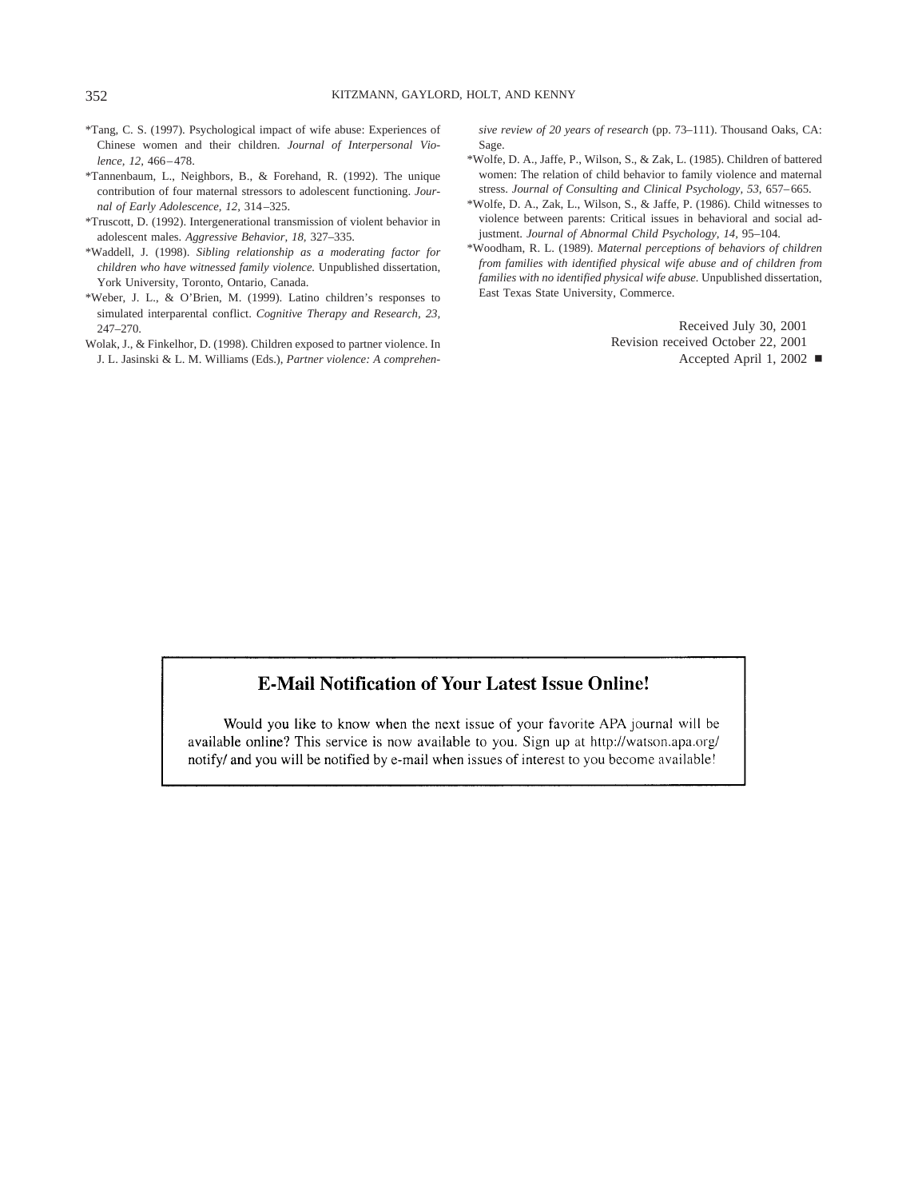*Tang, C. S. (1997). Psychological impact of wife abuse: Experiences of Chinese women and their children. *Journal of Interpersonal Violence, 12,* 466–478.

*Tannenbaum, L., Neighbors, B., & Forehand, R. (1992). The unique contribution of four maternal stressors to adolescent functioning. *Journal of Early Adolescence, 12,* 314–325.

*Truscott, D. (1992). Intergenerational transmission of violent behavior in adolescent males. *Aggressive Behavior, 18,* 327–335.

*Waddell, J. (1998). *Sibling relationship as a moderating factor for children who have witnessed family violence.* Unpublished dissertation, York University, Toronto, Ontario, Canada.

*Weber, J. L., & O'Brien, M. (1999). Latino children's responses to simulated interparental conflict. *Cognitive Therapy and Research, 23,* 247–270.

Wolak, J., & Finkelhor, D. (1998). Children exposed to partner violence. In J. L. Jasinski & L. M. Williams (Eds.), *Partner violence: A comprehensive review of 20 years of research* (pp. 73–111). Thousand Oaks, CA: Sage.

*Wolfe, D. A., Jaffe, P., Wilson, S., & Zak, L. (1985). Children of battered women: The relation of child behavior to family violence and maternal stress. *Journal of Consulting and Clinical Psychology, 53,* 657–665.

*Wolfe, D. A., Zak, L., Wilson, S., & Jaffe, P. (1986). Child witnesses to violence between parents: Critical issues in behavioral and social adjustment. *Journal of Abnormal Child Psychology, 14,* 95–104.

*Woodham, R. L. (1989). *Maternal perceptions of behaviors of children from families with identified physical wife abuse and of children from families with no identified physical wife abuse.* Unpublished dissertation, East Texas State University, Commerce.

Received July 30, 2001
Revision received October 22, 2001
Accepted April 1, 2002 ■

## E-Mail Notification of Your Latest Issue Online!

Would you like to know when the next issue of your favorite APA journal will be available online? This service is now available to you. Sign up at http://watson.apa.org/notify/ and you will be notified by e-mail when issues of interest to you become available!